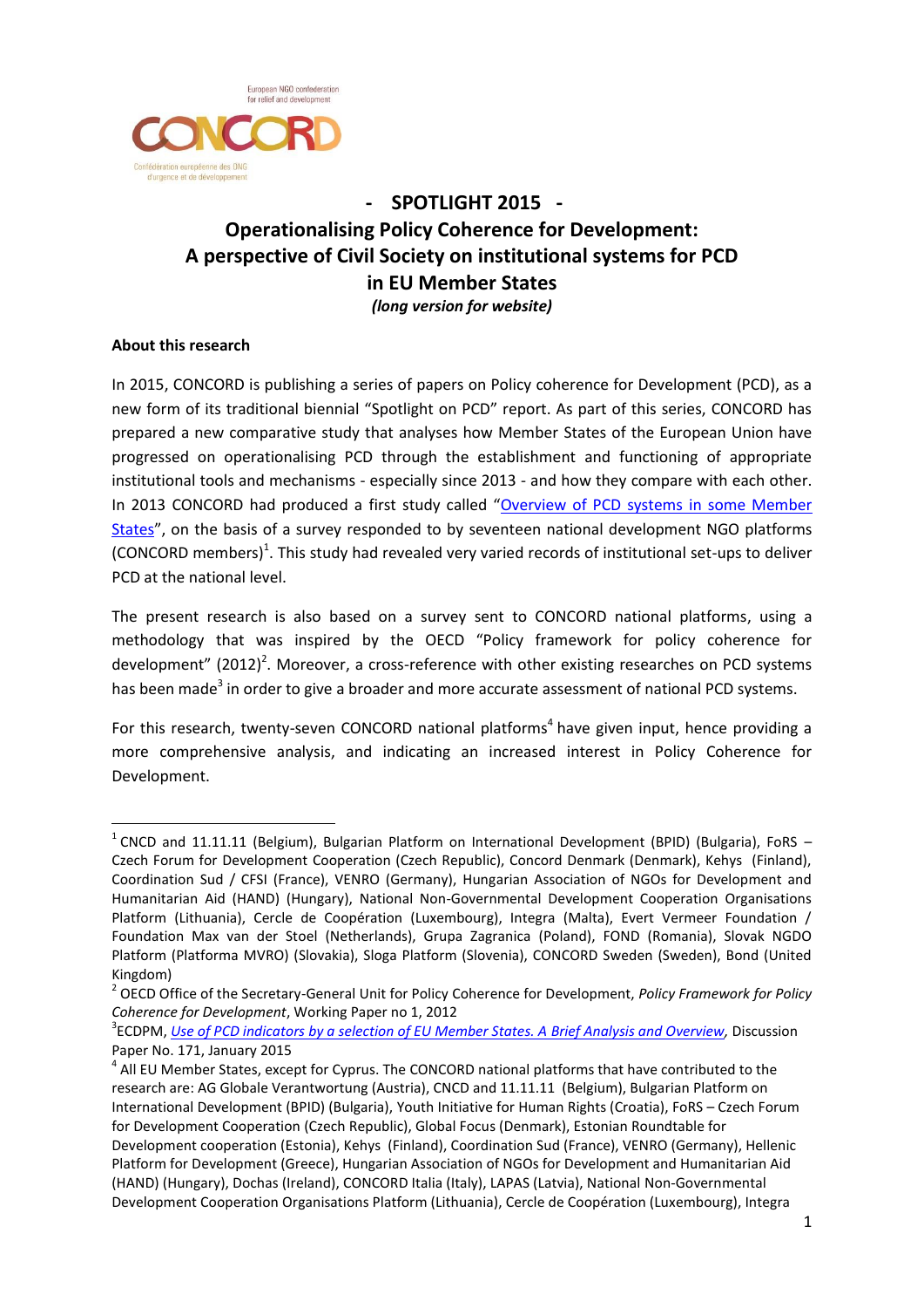European NGO confederation for relief and development

CONCORD

Confédération européenne des ONG d'urgence et de développement

# - SPOTLIGHT 2015 -

# Operationalising Policy Coherence for Development: A perspective of Civil Society on institutional systems for PCD in EU Member States

***(long version for website)***

**About this research**

In 2015, CONCORD is publishing a series of papers on Policy coherence for Development (PCD), as a new form of its traditional biennial "Spotlight on PCD" report. As part of this series, CONCORD has prepared a new comparative study that analyses how Member States of the European Union have progressed on operationalising PCD through the establishment and functioning of appropriate institutional tools and mechanisms - especially since 2013 - and how they compare with each other. In 2013 CONCORD had produced a first study called "Overview of PCD systems in some Member States", on the basis of a survey responded to by seventeen national development NGO platforms (CONCORD members)[1]. This study had revealed very varied records of institutional set-ups to deliver PCD at the national level.

The present research is also based on a survey sent to CONCORD national platforms, using a methodology that was inspired by the OECD "Policy framework for policy coherence for development" (2012)[2]. Moreover, a cross-reference with other existing researches on PCD systems has been made[3] in order to give a broader and more accurate assessment of national PCD systems.

For this research, twenty-seven CONCORD national platforms[4] have given input, hence providing a more comprehensive analysis, and indicating an increased interest in Policy Coherence for Development.

---

[1] CNCD and 11.11.11 (Belgium), Bulgarian Platform on International Development (BPID) (Bulgaria), FoRS – Czech Forum for Development Cooperation (Czech Republic), Concord Denmark (Denmark), Kehys (Finland), Coordination Sud / CFSI (France), VENRO (Germany), Hungarian Association of NGOs for Development and Humanitarian Aid (HAND) (Hungary), National Non-Governmental Development Cooperation Organisations Platform (Lithuania), Cercle de Coopération (Luxembourg), Integra (Malta), Evert Vermeer Foundation / Foundation Max van der Stoel (Netherlands), Grupa Zagranica (Poland), FOND (Romania), Slovak NGDO Platform (Platforma MVRO) (Slovakia), Sloga Platform (Slovenia), CONCORD Sweden (Sweden), Bond (United Kingdom)

[2] OECD Office of the Secretary-General Unit for Policy Coherence for Development, *Policy Framework for Policy Coherence for Development*, Working Paper no 1, 2012

[3] ECDPM, *Use of PCD indicators by a selection of EU Member States. A Brief Analysis and Overview*, Discussion Paper No. 171, January 2015

[4] All EU Member States, except for Cyprus. The CONCORD national platforms that have contributed to the research are: AG Globale Verantwortung (Austria), CNCD and 11.11.11 (Belgium), Bulgarian Platform on International Development (BPID) (Bulgaria), Youth Initiative for Human Rights (Croatia), FoRS – Czech Forum for Development Cooperation (Czech Republic), Global Focus (Denmark), Estonian Roundtable for Development cooperation (Estonia), Kehys (Finland), Coordination Sud (France), VENRO (Germany), Hellenic Platform for Development (Greece), Hungarian Association of NGOs for Development and Humanitarian Aid (HAND) (Hungary), Dochas (Ireland), CONCORD Italia (Italy), LAPAS (Latvia), National Non-Governmental Development Cooperation Organisations Platform (Lithuania), Cercle de Coopération (Luxembourg), Integra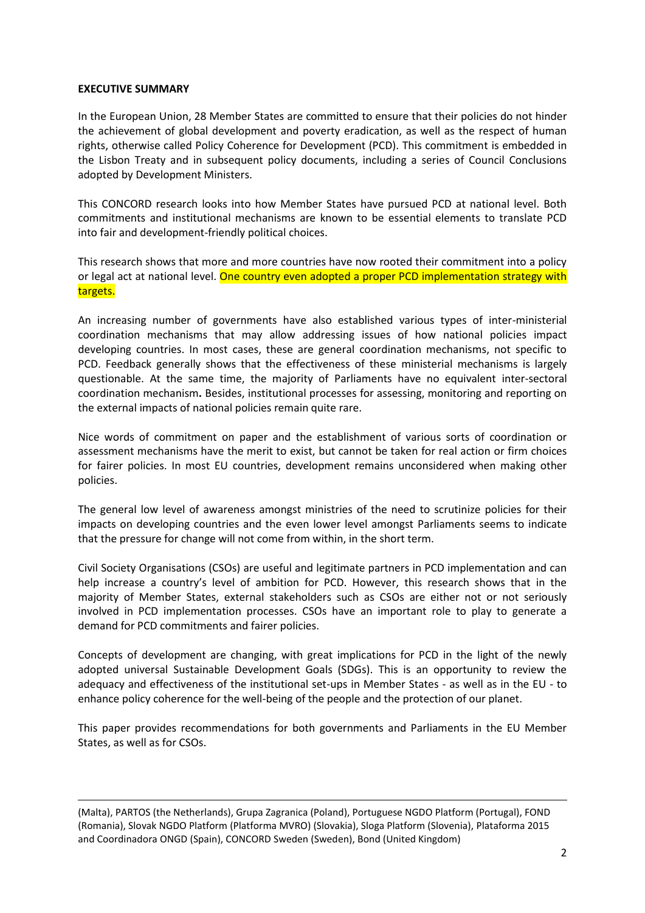**EXECUTIVE SUMMARY**

In the European Union, 28 Member States are committed to ensure that their policies do not hinder the achievement of global development and poverty eradication, as well as the respect of human rights, otherwise called Policy Coherence for Development (PCD). This commitment is embedded in the Lisbon Treaty and in subsequent policy documents, including a series of Council Conclusions adopted by Development Ministers.

This CONCORD research looks into how Member States have pursued PCD at national level. Both commitments and institutional mechanisms are known to be essential elements to translate PCD into fair and development-friendly political choices.

This research shows that more and more countries have now rooted their commitment into a policy or legal act at national level. One country even adopted a proper PCD implementation strategy with targets.

An increasing number of governments have also established various types of inter-ministerial coordination mechanisms that may allow addressing issues of how national policies impact developing countries. In most cases, these are general coordination mechanisms, not specific to PCD. Feedback generally shows that the effectiveness of these ministerial mechanisms is largely questionable. At the same time, the majority of Parliaments have no equivalent inter-sectoral coordination mechanism**.** Besides, institutional processes for assessing, monitoring and reporting on the external impacts of national policies remain quite rare.

Nice words of commitment on paper and the establishment of various sorts of coordination or assessment mechanisms have the merit to exist, but cannot be taken for real action or firm choices for fairer policies. In most EU countries, development remains unconsidered when making other policies.

The general low level of awareness amongst ministries of the need to scrutinize policies for their impacts on developing countries and the even lower level amongst Parliaments seems to indicate that the pressure for change will not come from within, in the short term.

Civil Society Organisations (CSOs) are useful and legitimate partners in PCD implementation and can help increase a country's level of ambition for PCD. However, this research shows that in the majority of Member States, external stakeholders such as CSOs are either not or not seriously involved in PCD implementation processes. CSOs have an important role to play to generate a demand for PCD commitments and fairer policies.

Concepts of development are changing, with great implications for PCD in the light of the newly adopted universal Sustainable Development Goals (SDGs). This is an opportunity to review the adequacy and effectiveness of the institutional set-ups in Member States - as well as in the EU - to enhance policy coherence for the well-being of the people and the protection of our planet.

This paper provides recommendations for both governments and Parliaments in the EU Member States, as well as for CSOs.

---

(Malta), PARTOS (the Netherlands), Grupa Zagranica (Poland), Portuguese NGDO Platform (Portugal), FOND (Romania), Slovak NGDO Platform (Platforma MVRO) (Slovakia), Sloga Platform (Slovenia), Plataforma 2015 and Coordinadora ONGD (Spain), CONCORD Sweden (Sweden), Bond (United Kingdom)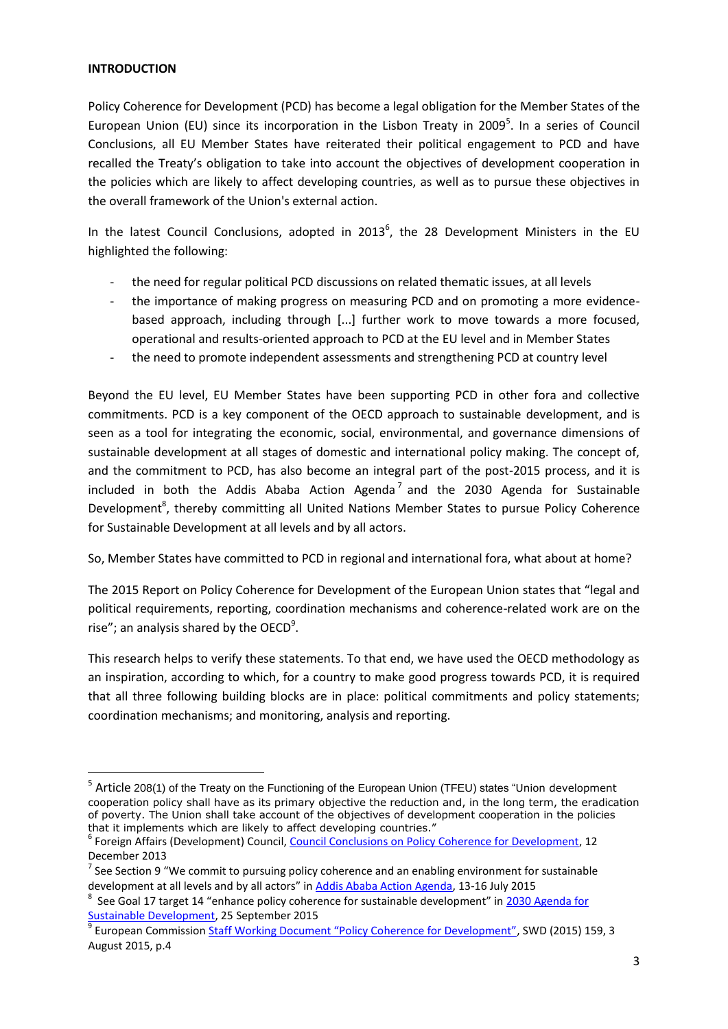**INTRODUCTION**

Policy Coherence for Development (PCD) has become a legal obligation for the Member States of the European Union (EU) since its incorporation in the Lisbon Treaty in 2009[5]. In a series of Council Conclusions, all EU Member States have reiterated their political engagement to PCD and have recalled the Treaty's obligation to take into account the objectives of development cooperation in the policies which are likely to affect developing countries, as well as to pursue these objectives in the overall framework of the Union's external action.

In the latest Council Conclusions, adopted in 2013[6], the 28 Development Ministers in the EU highlighted the following:

- the need for regular political PCD discussions on related thematic issues, at all levels
- the importance of making progress on measuring PCD and on promoting a more evidence-based approach, including through [...] further work to move towards a more focused, operational and results-oriented approach to PCD at the EU level and in Member States
- the need to promote independent assessments and strengthening PCD at country level

Beyond the EU level, EU Member States have been supporting PCD in other fora and collective commitments. PCD is a key component of the OECD approach to sustainable development, and is seen as a tool for integrating the economic, social, environmental, and governance dimensions of sustainable development at all stages of domestic and international policy making. The concept of, and the commitment to PCD, has also become an integral part of the post-2015 process, and it is included in both the Addis Ababa Action Agenda[7] and the 2030 Agenda for Sustainable Development[8], thereby committing all United Nations Member States to pursue Policy Coherence for Sustainable Development at all levels and by all actors.

So, Member States have committed to PCD in regional and international fora, what about at home?

The 2015 Report on Policy Coherence for Development of the European Union states that "legal and political requirements, reporting, coordination mechanisms and coherence-related work are on the rise"; an analysis shared by the OECD[9].

This research helps to verify these statements. To that end, we have used the OECD methodology as an inspiration, according to which, for a country to make good progress towards PCD, it is required that all three following building blocks are in place: political commitments and policy statements; coordination mechanisms; and monitoring, analysis and reporting.

---

[5] Article 208(1) of the Treaty on the Functioning of the European Union (TFEU) states "Union development cooperation policy shall have as its primary objective the reduction and, in the long term, the eradication of poverty. The Union shall take account of the objectives of development cooperation in the policies that it implements which are likely to affect developing countries."

[6] Foreign Affairs (Development) Council, Council Conclusions on Policy Coherence for Development, 12 December 2013

[7] See Section 9 "We commit to pursuing policy coherence and an enabling environment for sustainable development at all levels and by all actors" in Addis Ababa Action Agenda, 13-16 July 2015

[8] See Goal 17 target 14 "enhance policy coherence for sustainable development" in 2030 Agenda for Sustainable Development, 25 September 2015

[9] European Commission Staff Working Document "Policy Coherence for Development", SWD (2015) 159, 3 August 2015, p.4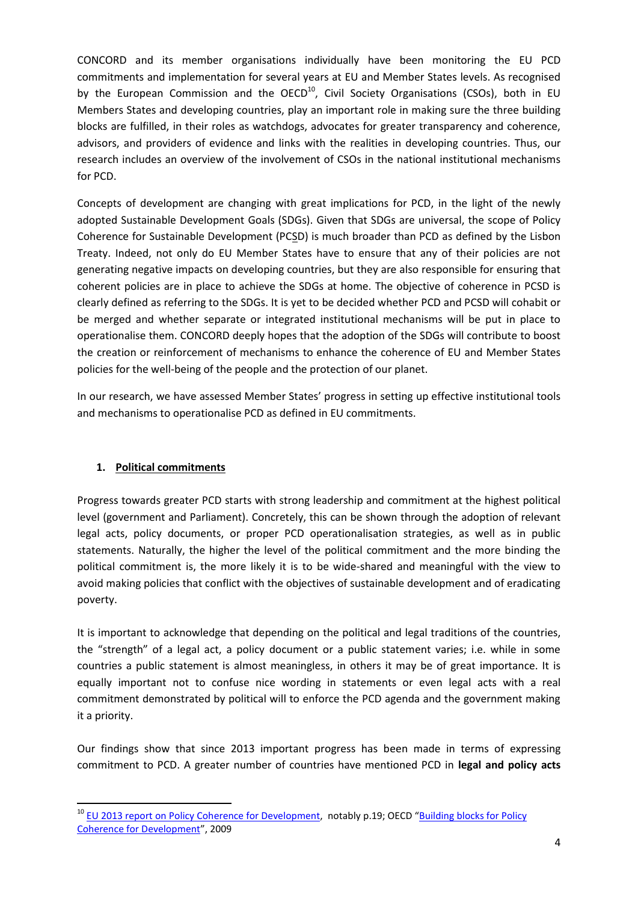CONCORD and its member organisations individually have been monitoring the EU PCD commitments and implementation for several years at EU and Member States levels. As recognised by the European Commission and the OECD[10], Civil Society Organisations (CSOs), both in EU Members States and developing countries, play an important role in making sure the three building blocks are fulfilled, in their roles as watchdogs, advocates for greater transparency and coherence, advisors, and providers of evidence and links with the realities in developing countries. Thus, our research includes an overview of the involvement of CSOs in the national institutional mechanisms for PCD.

Concepts of development are changing with great implications for PCD, in the light of the newly adopted Sustainable Development Goals (SDGs). Given that SDGs are universal, the scope of Policy Coherence for Sustainable Development (PCSD) is much broader than PCD as defined by the Lisbon Treaty. Indeed, not only do EU Member States have to ensure that any of their policies are not generating negative impacts on developing countries, but they are also responsible for ensuring that coherent policies are in place to achieve the SDGs at home. The objective of coherence in PCSD is clearly defined as referring to the SDGs. It is yet to be decided whether PCD and PCSD will cohabit or be merged and whether separate or integrated institutional mechanisms will be put in place to operationalise them. CONCORD deeply hopes that the adoption of the SDGs will contribute to boost the creation or reinforcement of mechanisms to enhance the coherence of EU and Member States policies for the well-being of the people and the protection of our planet.

In our research, we have assessed Member States' progress in setting up effective institutional tools and mechanisms to operationalise PCD as defined in EU commitments.

## 1. Political commitments

Progress towards greater PCD starts with strong leadership and commitment at the highest political level (government and Parliament). Concretely, this can be shown through the adoption of relevant legal acts, policy documents, or proper PCD operationalisation strategies, as well as in public statements. Naturally, the higher the level of the political commitment and the more binding the political commitment is, the more likely it is to be wide-shared and meaningful with the view to avoid making policies that conflict with the objectives of sustainable development and of eradicating poverty.

It is important to acknowledge that depending on the political and legal traditions of the countries, the "strength" of a legal act, a policy document or a public statement varies; i.e. while in some countries a public statement is almost meaningless, in others it may be of great importance. It is equally important not to confuse nice wording in statements or even legal acts with a real commitment demonstrated by political will to enforce the PCD agenda and the government making it a priority.

Our findings show that since 2013 important progress has been made in terms of expressing commitment to PCD. A greater number of countries have mentioned PCD in **legal and policy acts**

---

[10] EU 2013 report on Policy Coherence for Development, notably p.19; OECD "Building blocks for Policy Coherence for Development", 2009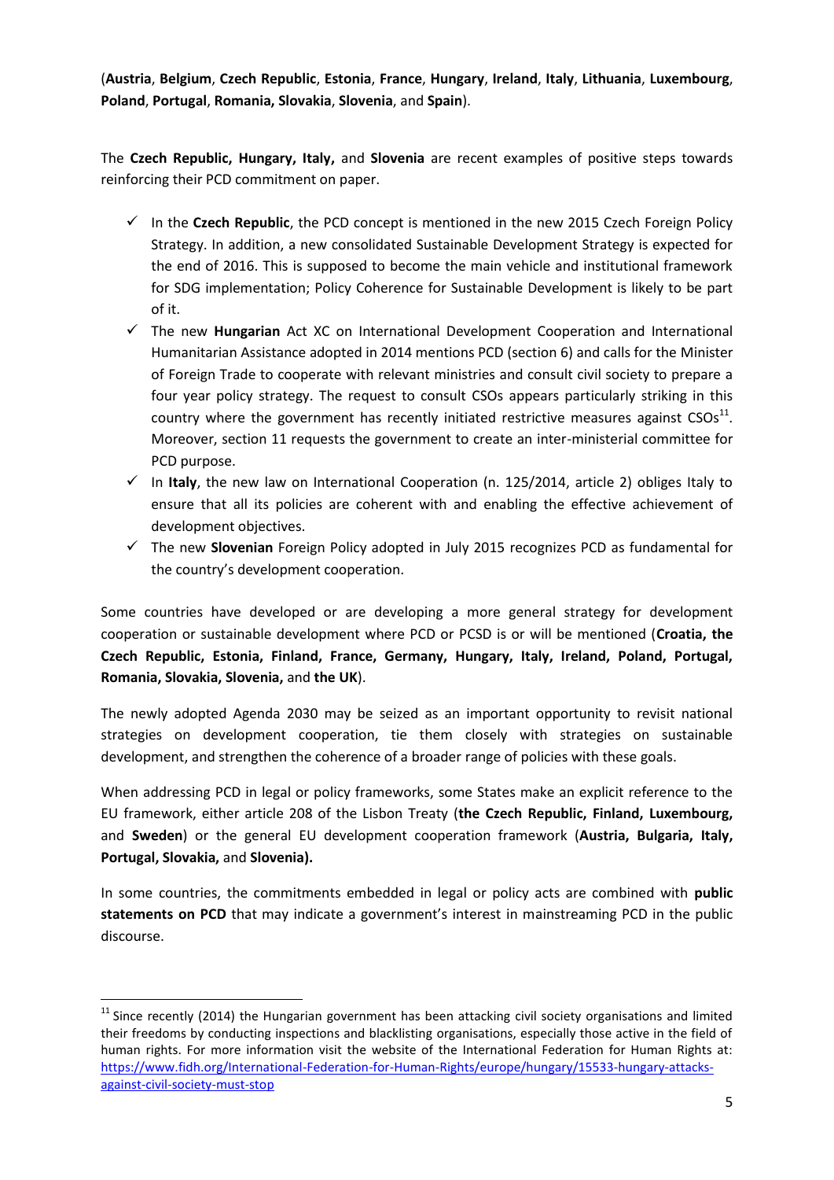(**Austria**, **Belgium**, **Czech Republic**, **Estonia**, **France**, **Hungary**, **Ireland**, **Italy**, **Lithuania**, **Luxembourg**, **Poland**, **Portugal**, **Romania, Slovakia**, **Slovenia**, and **Spain**).

The **Czech Republic, Hungary, Italy,** and **Slovenia** are recent examples of positive steps towards reinforcing their PCD commitment on paper.

- ✓ In the **Czech Republic**, the PCD concept is mentioned in the new 2015 Czech Foreign Policy Strategy. In addition, a new consolidated Sustainable Development Strategy is expected for the end of 2016. This is supposed to become the main vehicle and institutional framework for SDG implementation; Policy Coherence for Sustainable Development is likely to be part of it.
- ✓ The new **Hungarian** Act XC on International Development Cooperation and International Humanitarian Assistance adopted in 2014 mentions PCD (section 6) and calls for the Minister of Foreign Trade to cooperate with relevant ministries and consult civil society to prepare a four year policy strategy. The request to consult CSOs appears particularly striking in this country where the government has recently initiated restrictive measures against CSOs[11]. Moreover, section 11 requests the government to create an inter-ministerial committee for PCD purpose.
- ✓ In **Italy**, the new law on International Cooperation (n. 125/2014, article 2) obliges Italy to ensure that all its policies are coherent with and enabling the effective achievement of development objectives.
- ✓ The new **Slovenian** Foreign Policy adopted in July 2015 recognizes PCD as fundamental for the country's development cooperation.

Some countries have developed or are developing a more general strategy for development cooperation or sustainable development where PCD or PCSD is or will be mentioned (**Croatia, the Czech Republic, Estonia, Finland, France, Germany, Hungary, Italy, Ireland, Poland, Portugal, Romania, Slovakia, Slovenia,** and **the UK**).

The newly adopted Agenda 2030 may be seized as an important opportunity to revisit national strategies on development cooperation, tie them closely with strategies on sustainable development, and strengthen the coherence of a broader range of policies with these goals.

When addressing PCD in legal or policy frameworks, some States make an explicit reference to the EU framework, either article 208 of the Lisbon Treaty (**the Czech Republic, Finland, Luxembourg,** and **Sweden**) or the general EU development cooperation framework (**Austria, Bulgaria, Italy, Portugal, Slovakia,** and **Slovenia).**

In some countries, the commitments embedded in legal or policy acts are combined with **public statements on PCD** that may indicate a government's interest in mainstreaming PCD in the public discourse.

---

[11] Since recently (2014) the Hungarian government has been attacking civil society organisations and limited their freedoms by conducting inspections and blacklisting organisations, especially those active in the field of human rights. For more information visit the website of the International Federation for Human Rights at: https://www.fidh.org/International-Federation-for-Human-Rights/europe/hungary/15533-hungary-attacks-against-civil-society-must-stop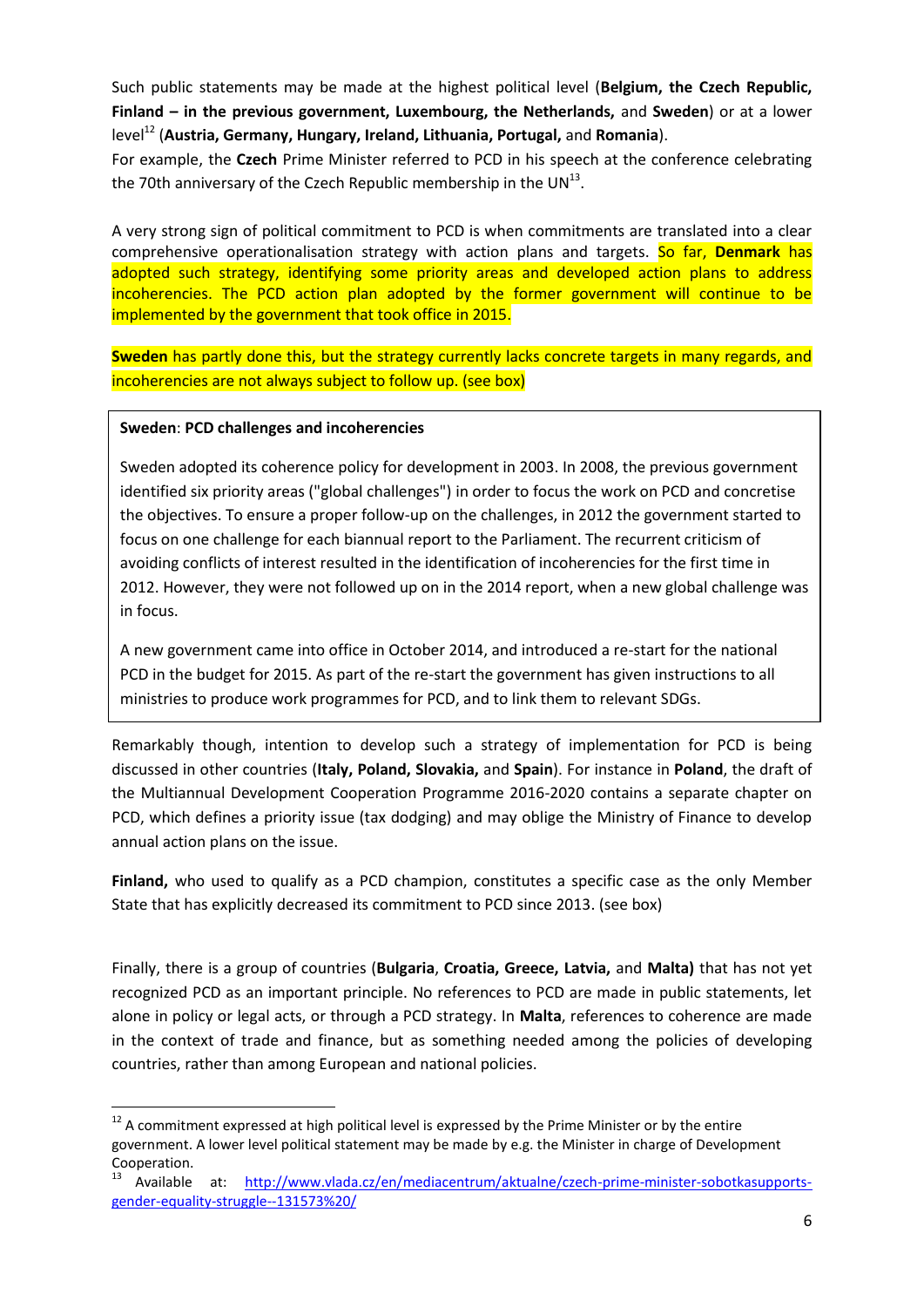Such public statements may be made at the highest political level (**Belgium, the Czech Republic, Finland – in the previous government, Luxembourg, the Netherlands,** and **Sweden**) or at a lower level[12] (**Austria, Germany, Hungary, Ireland, Lithuania, Portugal,** and **Romania**).

For example, the **Czech** Prime Minister referred to PCD in his speech at the conference celebrating the 70th anniversary of the Czech Republic membership in the UN[13].

A very strong sign of political commitment to PCD is when commitments are translated into a clear comprehensive operationalisation strategy with action plans and targets. So far, **Denmark** has adopted such strategy, identifying some priority areas and developed action plans to address incoherencies. The PCD action plan adopted by the former government will continue to be implemented by the government that took office in 2015.

**Sweden** has partly done this, but the strategy currently lacks concrete targets in many regards, and incoherencies are not always subject to follow up. (see box)

> **Sweden**: **PCD challenges and incoherencies**
>
> Sweden adopted its coherence policy for development in 2003. In 2008, the previous government identified six priority areas ("global challenges") in order to focus the work on PCD and concretise the objectives. To ensure a proper follow-up on the challenges, in 2012 the government started to focus on one challenge for each biannual report to the Parliament. The recurrent criticism of avoiding conflicts of interest resulted in the identification of incoherencies for the first time in 2012. However, they were not followed up on in the 2014 report, when a new global challenge was in focus.
>
> A new government came into office in October 2014, and introduced a re-start for the national PCD in the budget for 2015. As part of the re-start the government has given instructions to all ministries to produce work programmes for PCD, and to link them to relevant SDGs.

Remarkably though, intention to develop such a strategy of implementation for PCD is being discussed in other countries (**Italy, Poland, Slovakia,** and **Spain**). For instance in **Poland**, the draft of the Multiannual Development Cooperation Programme 2016-2020 contains a separate chapter on PCD, which defines a priority issue (tax dodging) and may oblige the Ministry of Finance to develop annual action plans on the issue.

**Finland,** who used to qualify as a PCD champion, constitutes a specific case as the only Member State that has explicitly decreased its commitment to PCD since 2013. (see box)

Finally, there is a group of countries (**Bulgaria**, **Croatia, Greece, Latvia,** and **Malta)** that has not yet recognized PCD as an important principle. No references to PCD are made in public statements, let alone in policy or legal acts, or through a PCD strategy. In **Malta**, references to coherence are made in the context of trade and finance, but as something needed among the policies of developing countries, rather than among European and national policies.

---

[12] A commitment expressed at high political level is expressed by the Prime Minister or by the entire government. A lower level political statement may be made by e.g. the Minister in charge of Development Cooperation.

[13] Available at: http://www.vlada.cz/en/mediacentrum/aktualne/czech-prime-minister-sobotkasupports-gender-equality-struggle--131573%20/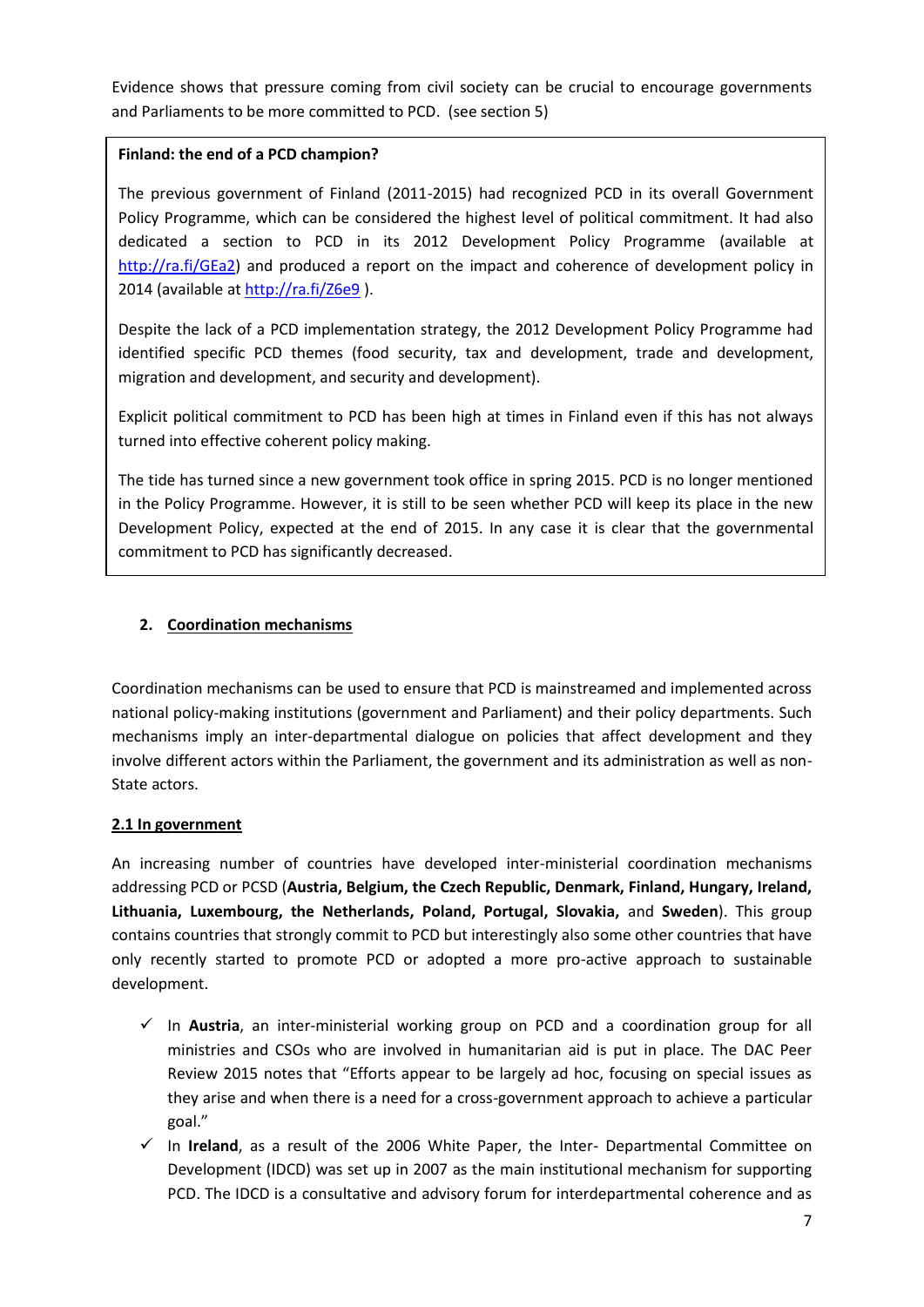Evidence shows that pressure coming from civil society can be crucial to encourage governments and Parliaments to be more committed to PCD. (see section 5)

> **Finland: the end of a PCD champion?**
>
> The previous government of Finland (2011-2015) had recognized PCD in its overall Government Policy Programme, which can be considered the highest level of political commitment. It had also dedicated a section to PCD in its 2012 Development Policy Programme (available at http://ra.fi/GEa2) and produced a report on the impact and coherence of development policy in 2014 (available at http://ra.fi/Z6e9 ).
>
> Despite the lack of a PCD implementation strategy, the 2012 Development Policy Programme had identified specific PCD themes (food security, tax and development, trade and development, migration and development, and security and development).
>
> Explicit political commitment to PCD has been high at times in Finland even if this has not always turned into effective coherent policy making.
>
> The tide has turned since a new government took office in spring 2015. PCD is no longer mentioned in the Policy Programme. However, it is still to be seen whether PCD will keep its place in the new Development Policy, expected at the end of 2015. In any case it is clear that the governmental commitment to PCD has significantly decreased.

## 2. Coordination mechanisms

Coordination mechanisms can be used to ensure that PCD is mainstreamed and implemented across national policy-making institutions (government and Parliament) and their policy departments. Such mechanisms imply an inter-departmental dialogue on policies that affect development and they involve different actors within the Parliament, the government and its administration as well as non-State actors.

### 2.1 In government

An increasing number of countries have developed inter-ministerial coordination mechanisms addressing PCD or PCSD (**Austria, Belgium, the Czech Republic, Denmark, Finland, Hungary, Ireland, Lithuania, Luxembourg, the Netherlands, Poland, Portugal, Slovakia,** and **Sweden**). This group contains countries that strongly commit to PCD but interestingly also some other countries that have only recently started to promote PCD or adopted a more pro-active approach to sustainable development.

- ✓ In **Austria**, an inter-ministerial working group on PCD and a coordination group for all ministries and CSOs who are involved in humanitarian aid is put in place. The DAC Peer Review 2015 notes that "Efforts appear to be largely ad hoc, focusing on special issues as they arise and when there is a need for a cross-government approach to achieve a particular goal."
- ✓ In **Ireland**, as a result of the 2006 White Paper, the Inter- Departmental Committee on Development (IDCD) was set up in 2007 as the main institutional mechanism for supporting PCD. The IDCD is a consultative and advisory forum for interdepartmental coherence and as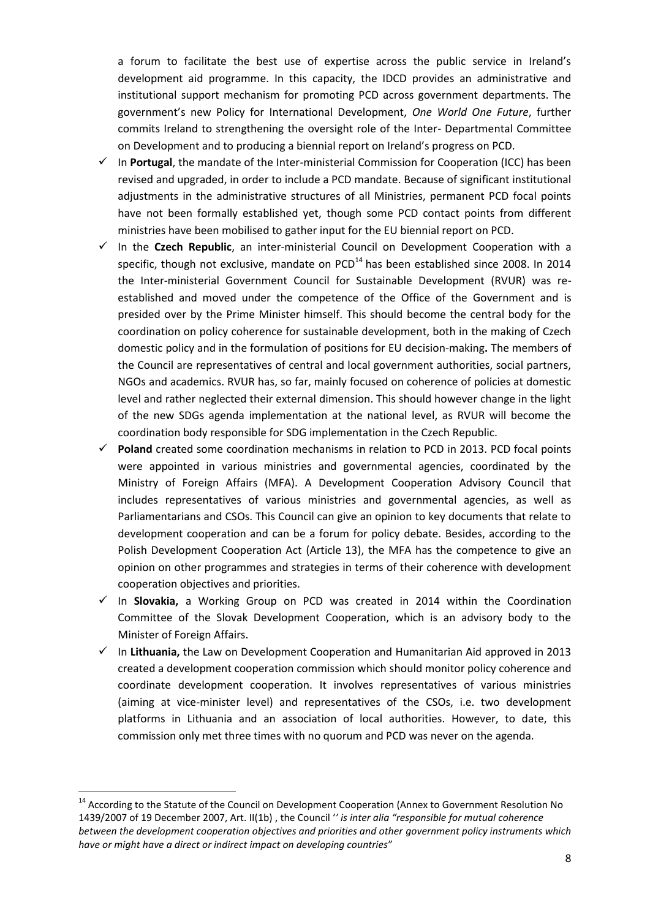a forum to facilitate the best use of expertise across the public service in Ireland's development aid programme. In this capacity, the IDCD provides an administrative and institutional support mechanism for promoting PCD across government departments. The government's new Policy for International Development, *One World One Future*, further commits Ireland to strengthening the oversight role of the Inter- Departmental Committee on Development and to producing a biennial report on Ireland's progress on PCD.

- ✓ In **Portugal**, the mandate of the Inter-ministerial Commission for Cooperation (ICC) has been revised and upgraded, in order to include a PCD mandate. Because of significant institutional adjustments in the administrative structures of all Ministries, permanent PCD focal points have not been formally established yet, though some PCD contact points from different ministries have been mobilised to gather input for the EU biennial report on PCD.
- ✓ In the **Czech Republic**, an inter-ministerial Council on Development Cooperation with a specific, though not exclusive, mandate on PCD[14] has been established since 2008. In 2014 the Inter-ministerial Government Council for Sustainable Development (RVUR) was re-established and moved under the competence of the Office of the Government and is presided over by the Prime Minister himself. This should become the central body for the coordination on policy coherence for sustainable development, both in the making of Czech domestic policy and in the formulation of positions for EU decision-making**.** The members of the Council are representatives of central and local government authorities, social partners, NGOs and academics. RVUR has, so far, mainly focused on coherence of policies at domestic level and rather neglected their external dimension. This should however change in the light of the new SDGs agenda implementation at the national level, as RVUR will become the coordination body responsible for SDG implementation in the Czech Republic.
- ✓ **Poland** created some coordination mechanisms in relation to PCD in 2013. PCD focal points were appointed in various ministries and governmental agencies, coordinated by the Ministry of Foreign Affairs (MFA). A Development Cooperation Advisory Council that includes representatives of various ministries and governmental agencies, as well as Parliamentarians and CSOs. This Council can give an opinion to key documents that relate to development cooperation and can be a forum for policy debate. Besides, according to the Polish Development Cooperation Act (Article 13), the MFA has the competence to give an opinion on other programmes and strategies in terms of their coherence with development cooperation objectives and priorities.
- ✓ In **Slovakia,** a Working Group on PCD was created in 2014 within the Coordination Committee of the Slovak Development Cooperation, which is an advisory body to the Minister of Foreign Affairs.
- ✓ In **Lithuania,** the Law on Development Cooperation and Humanitarian Aid approved in 2013 created a development cooperation commission which should monitor policy coherence and coordinate development cooperation. It involves representatives of various ministries (aiming at vice-minister level) and representatives of the CSOs, i.e. two development platforms in Lithuania and an association of local authorities. However, to date, this commission only met three times with no quorum and PCD was never on the agenda.

---

[14] According to the Statute of the Council on Development Cooperation (Annex to Government Resolution No 1439/2007 of 19 December 2007, Art. II(1b) , the Council *'' is inter alia "responsible for mutual coherence between the development cooperation objectives and priorities and other government policy instruments which have or might have a direct or indirect impact on developing countries*"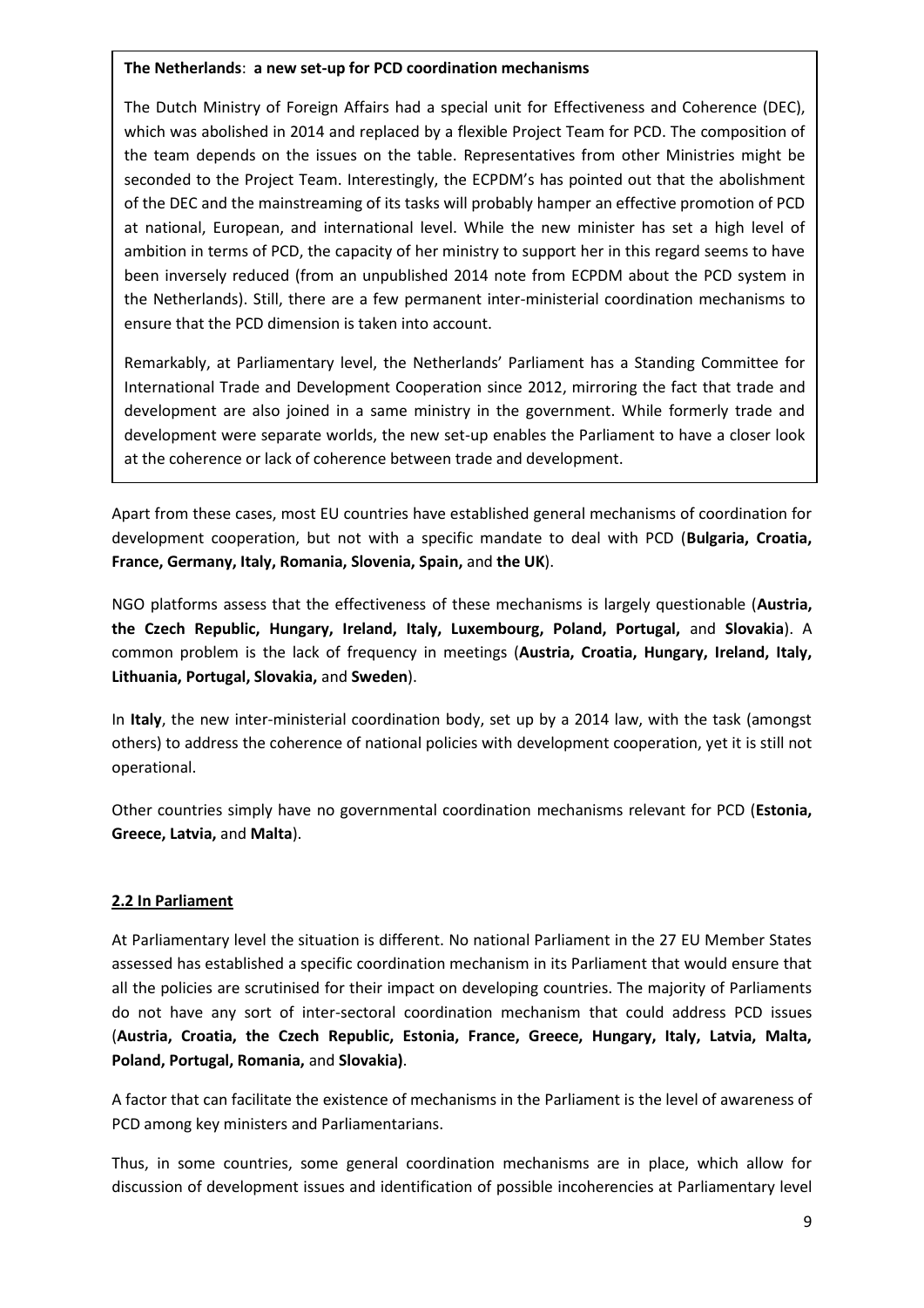**The Netherlands**: **a new set-up for PCD coordination mechanisms**

The Dutch Ministry of Foreign Affairs had a special unit for Effectiveness and Coherence (DEC), which was abolished in 2014 and replaced by a flexible Project Team for PCD. The composition of the team depends on the issues on the table. Representatives from other Ministries might be seconded to the Project Team. Interestingly, the ECPDM's has pointed out that the abolishment of the DEC and the mainstreaming of its tasks will probably hamper an effective promotion of PCD at national, European, and international level. While the new minister has set a high level of ambition in terms of PCD, the capacity of her ministry to support her in this regard seems to have been inversely reduced (from an unpublished 2014 note from ECPDM about the PCD system in the Netherlands). Still, there are a few permanent inter-ministerial coordination mechanisms to ensure that the PCD dimension is taken into account.

Remarkably, at Parliamentary level, the Netherlands' Parliament has a Standing Committee for International Trade and Development Cooperation since 2012, mirroring the fact that trade and development are also joined in a same ministry in the government. While formerly trade and development were separate worlds, the new set-up enables the Parliament to have a closer look at the coherence or lack of coherence between trade and development.

Apart from these cases, most EU countries have established general mechanisms of coordination for development cooperation, but not with a specific mandate to deal with PCD (**Bulgaria, Croatia, France, Germany, Italy, Romania, Slovenia, Spain,** and **the UK**).

NGO platforms assess that the effectiveness of these mechanisms is largely questionable (**Austria, the Czech Republic, Hungary, Ireland, Italy, Luxembourg, Poland, Portugal,** and **Slovakia**). A common problem is the lack of frequency in meetings (**Austria, Croatia, Hungary, Ireland, Italy, Lithuania, Portugal, Slovakia,** and **Sweden**).

In **Italy**, the new inter-ministerial coordination body, set up by a 2014 law, with the task (amongst others) to address the coherence of national policies with development cooperation, yet it is still not operational.

Other countries simply have no governmental coordination mechanisms relevant for PCD (**Estonia, Greece, Latvia,** and **Malta**).

## 2.2 In Parliament

At Parliamentary level the situation is different. No national Parliament in the 27 EU Member States assessed has established a specific coordination mechanism in its Parliament that would ensure that all the policies are scrutinised for their impact on developing countries. The majority of Parliaments do not have any sort of inter-sectoral coordination mechanism that could address PCD issues (**Austria, Croatia, the Czech Republic, Estonia, France, Greece, Hungary, Italy, Latvia, Malta, Poland, Portugal, Romania,** and **Slovakia)**.

A factor that can facilitate the existence of mechanisms in the Parliament is the level of awareness of PCD among key ministers and Parliamentarians.

Thus, in some countries, some general coordination mechanisms are in place, which allow for discussion of development issues and identification of possible incoherencies at Parliamentary level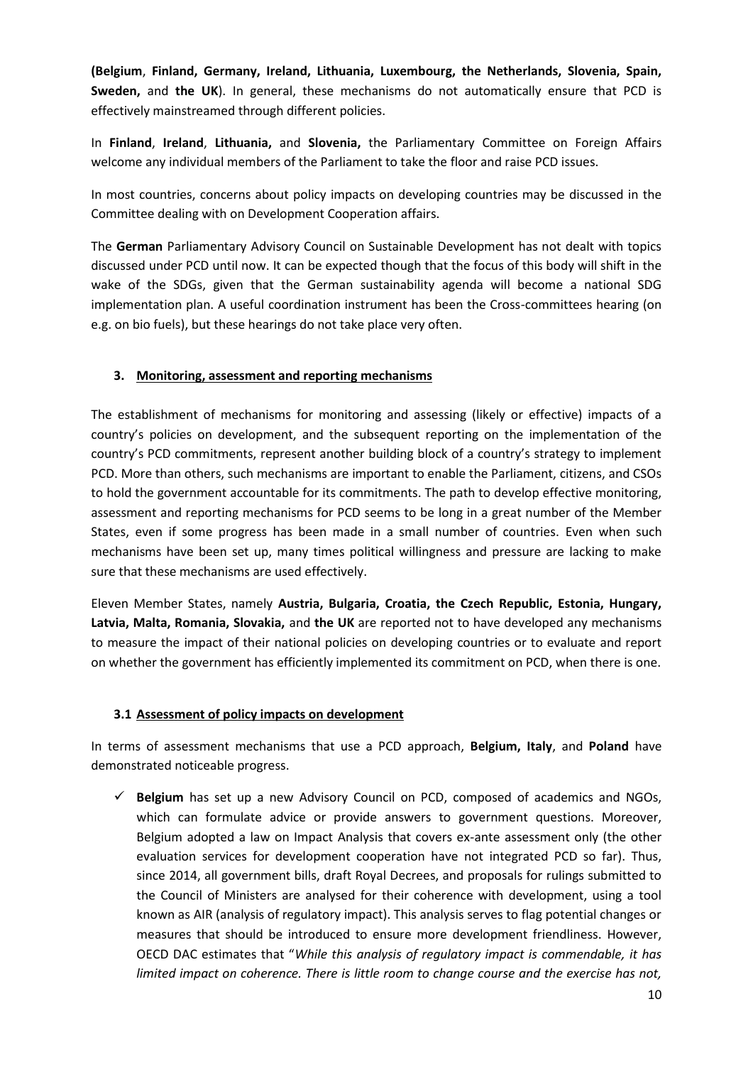(**Belgium**, **Finland, Germany, Ireland, Lithuania, Luxembourg, the Netherlands, Slovenia, Spain, Sweden,** and **the UK**). In general, these mechanisms do not automatically ensure that PCD is effectively mainstreamed through different policies.

In **Finland**, **Ireland**, **Lithuania,** and **Slovenia,** the Parliamentary Committee on Foreign Affairs welcome any individual members of the Parliament to take the floor and raise PCD issues.

In most countries, concerns about policy impacts on developing countries may be discussed in the Committee dealing with on Development Cooperation affairs.

The **German** Parliamentary Advisory Council on Sustainable Development has not dealt with topics discussed under PCD until now. It can be expected though that the focus of this body will shift in the wake of the SDGs, given that the German sustainability agenda will become a national SDG implementation plan. A useful coordination instrument has been the Cross-committees hearing (on e.g. on bio fuels), but these hearings do not take place very often.

## 3. Monitoring, assessment and reporting mechanisms

The establishment of mechanisms for monitoring and assessing (likely or effective) impacts of a country's policies on development, and the subsequent reporting on the implementation of the country's PCD commitments, represent another building block of a country's strategy to implement PCD. More than others, such mechanisms are important to enable the Parliament, citizens, and CSOs to hold the government accountable for its commitments. The path to develop effective monitoring, assessment and reporting mechanisms for PCD seems to be long in a great number of the Member States, even if some progress has been made in a small number of countries. Even when such mechanisms have been set up, many times political willingness and pressure are lacking to make sure that these mechanisms are used effectively.

Eleven Member States, namely **Austria, Bulgaria, Croatia, the Czech Republic, Estonia, Hungary, Latvia, Malta, Romania, Slovakia,** and **the UK** are reported not to have developed any mechanisms to measure the impact of their national policies on developing countries or to evaluate and report on whether the government has efficiently implemented its commitment on PCD, when there is one.

### 3.1 Assessment of policy impacts on development

In terms of assessment mechanisms that use a PCD approach, **Belgium, Italy**, and **Poland** have demonstrated noticeable progress.

- ✓ **Belgium** has set up a new Advisory Council on PCD, composed of academics and NGOs, which can formulate advice or provide answers to government questions. Moreover, Belgium adopted a law on Impact Analysis that covers ex-ante assessment only (the other evaluation services for development cooperation have not integrated PCD so far). Thus, since 2014, all government bills, draft Royal Decrees, and proposals for rulings submitted to the Council of Ministers are analysed for their coherence with development, using a tool known as AIR (analysis of regulatory impact). This analysis serves to flag potential changes or measures that should be introduced to ensure more development friendliness. However, OECD DAC estimates that "*While this analysis of regulatory impact is commendable, it has limited impact on coherence. There is little room to change course and the exercise has not,*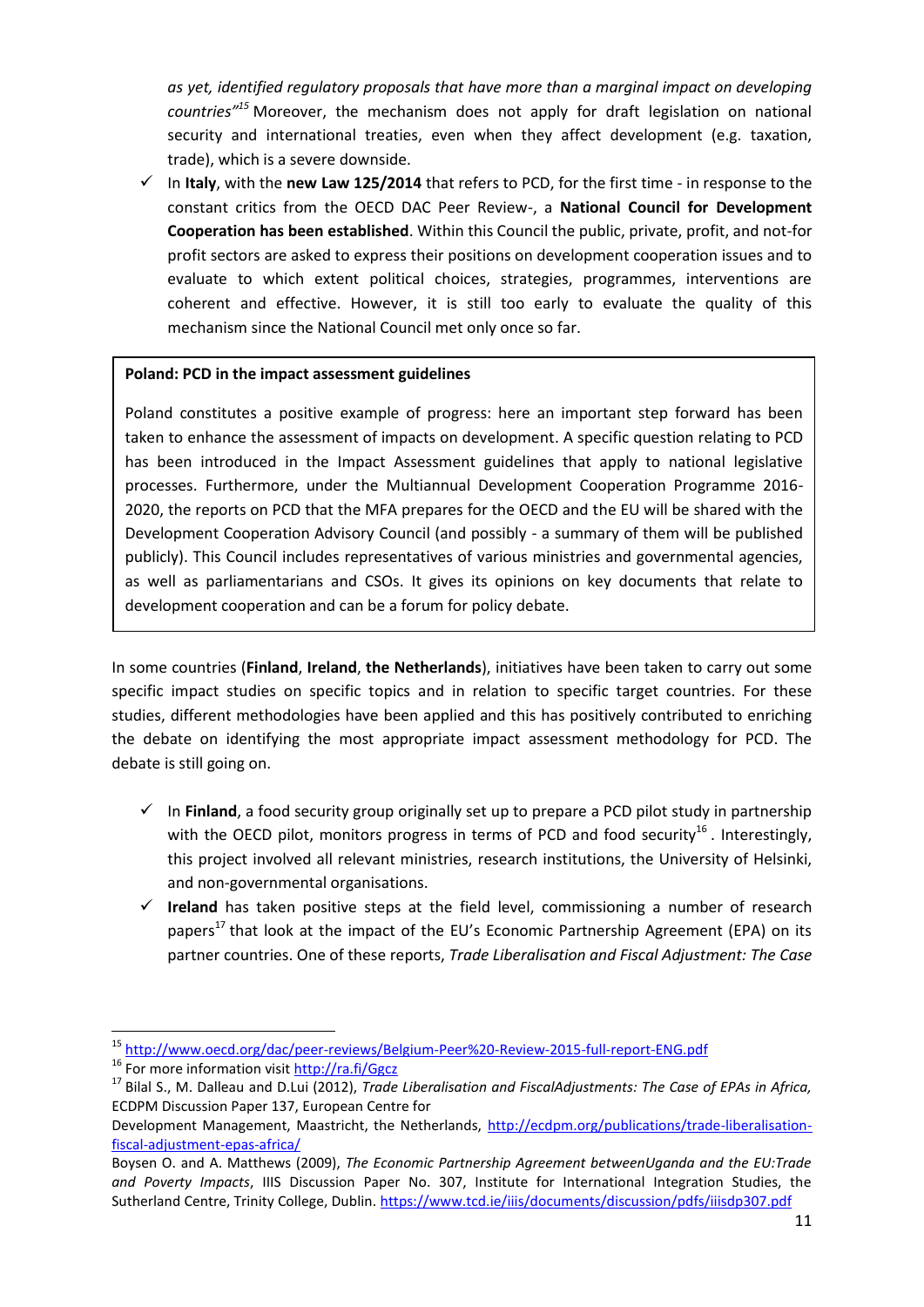*as yet, identified regulatory proposals that have more than a marginal impact on developing countries"*[15] Moreover, the mechanism does not apply for draft legislation on national security and international treaties, even when they affect development (e.g. taxation, trade), which is a severe downside.

- ✓ In **Italy**, with the **new Law 125/2014** that refers to PCD, for the first time - in response to the constant critics from the OECD DAC Peer Review-, a **National Council for Development Cooperation has been established**. Within this Council the public, private, profit, and not-for profit sectors are asked to express their positions on development cooperation issues and to evaluate to which extent political choices, strategies, programmes, interventions are coherent and effective. However, it is still too early to evaluate the quality of this mechanism since the National Council met only once so far.

> **Poland: PCD in the impact assessment guidelines**
>
> Poland constitutes a positive example of progress: here an important step forward has been taken to enhance the assessment of impacts on development. A specific question relating to PCD has been introduced in the Impact Assessment guidelines that apply to national legislative processes. Furthermore, under the Multiannual Development Cooperation Programme 2016-2020, the reports on PCD that the MFA prepares for the OECD and the EU will be shared with the Development Cooperation Advisory Council (and possibly - a summary of them will be published publicly). This Council includes representatives of various ministries and governmental agencies, as well as parliamentarians and CSOs. It gives its opinions on key documents that relate to development cooperation and can be a forum for policy debate.

In some countries (**Finland**, **Ireland**, **the Netherlands**), initiatives have been taken to carry out some specific impact studies on specific topics and in relation to specific target countries. For these studies, different methodologies have been applied and this has positively contributed to enriching the debate on identifying the most appropriate impact assessment methodology for PCD. The debate is still going on.

- ✓ In **Finland**, a food security group originally set up to prepare a PCD pilot study in partnership with the OECD pilot, monitors progress in terms of PCD and food security[16]. Interestingly, this project involved all relevant ministries, research institutions, the University of Helsinki, and non-governmental organisations.
- ✓ **Ireland** has taken positive steps at the field level, commissioning a number of research papers[17] that look at the impact of the EU's Economic Partnership Agreement (EPA) on its partner countries. One of these reports, *Trade Liberalisation and Fiscal Adjustment: The Case*

---

[15] http://www.oecd.org/dac/peer-reviews/Belgium-Peer%20-Review-2015-full-report-ENG.pdf

[16] For more information visit http://ra.fi/Ggcz

[17] Bilal S., M. Dalleau and D.Lui (2012), *Trade Liberalisation and FiscalAdjustments: The Case of EPAs in Africa,* ECDPM Discussion Paper 137, European Centre for Development Management, Maastricht, the Netherlands, http://ecdpm.org/publications/trade-liberalisation-fiscal-adjustment-epas-africa/

Boysen O. and A. Matthews (2009), *The Economic Partnership Agreement betweenUganda and the EU:Trade and Poverty Impacts*, IIIS Discussion Paper No. 307, Institute for International Integration Studies, the Sutherland Centre, Trinity College, Dublin. https://www.tcd.ie/iiis/documents/discussion/pdfs/iiisdp307.pdf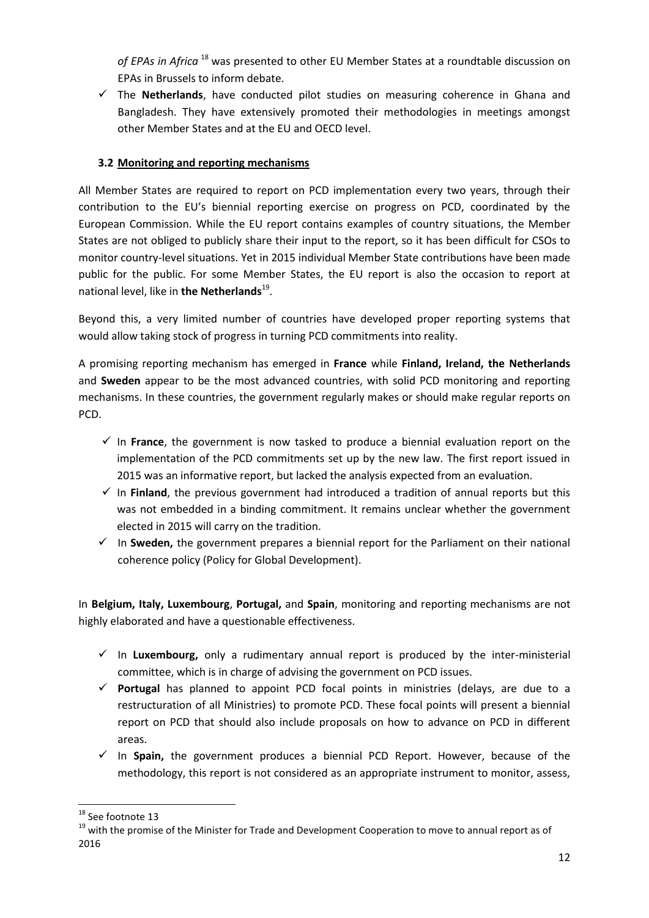*of EPAs in Africa* [18] was presented to other EU Member States at a roundtable discussion on EPAs in Brussels to inform debate.

- ✓ The **Netherlands**, have conducted pilot studies on measuring coherence in Ghana and Bangladesh. They have extensively promoted their methodologies in meetings amongst other Member States and at the EU and OECD level.

### 3.2 Monitoring and reporting mechanisms

All Member States are required to report on PCD implementation every two years, through their contribution to the EU's biennial reporting exercise on progress on PCD, coordinated by the European Commission. While the EU report contains examples of country situations, the Member States are not obliged to publicly share their input to the report, so it has been difficult for CSOs to monitor country-level situations. Yet in 2015 individual Member State contributions have been made public for the public. For some Member States, the EU report is also the occasion to report at national level, like in **the Netherlands**[19].

Beyond this, a very limited number of countries have developed proper reporting systems that would allow taking stock of progress in turning PCD commitments into reality.

A promising reporting mechanism has emerged in **France** while **Finland, Ireland, the Netherlands** and **Sweden** appear to be the most advanced countries, with solid PCD monitoring and reporting mechanisms. In these countries, the government regularly makes or should make regular reports on PCD.

- ✓ In **France**, the government is now tasked to produce a biennial evaluation report on the implementation of the PCD commitments set up by the new law. The first report issued in 2015 was an informative report, but lacked the analysis expected from an evaluation.
- ✓ In **Finland**, the previous government had introduced a tradition of annual reports but this was not embedded in a binding commitment. It remains unclear whether the government elected in 2015 will carry on the tradition.
- ✓ In **Sweden,** the government prepares a biennial report for the Parliament on their national coherence policy (Policy for Global Development).

In **Belgium, Italy, Luxembourg**, **Portugal,** and **Spain**, monitoring and reporting mechanisms are not highly elaborated and have a questionable effectiveness.

- ✓ In **Luxembourg,** only a rudimentary annual report is produced by the inter-ministerial committee, which is in charge of advising the government on PCD issues.
- ✓ **Portugal** has planned to appoint PCD focal points in ministries (delays, are due to a restructuration of all Ministries) to promote PCD. These focal points will present a biennial report on PCD that should also include proposals on how to advance on PCD in different areas.
- ✓ In **Spain,** the government produces a biennial PCD Report. However, because of the methodology, this report is not considered as an appropriate instrument to monitor, assess,

---

[18] See footnote 13

[19] with the promise of the Minister for Trade and Development Cooperation to move to annual report as of 2016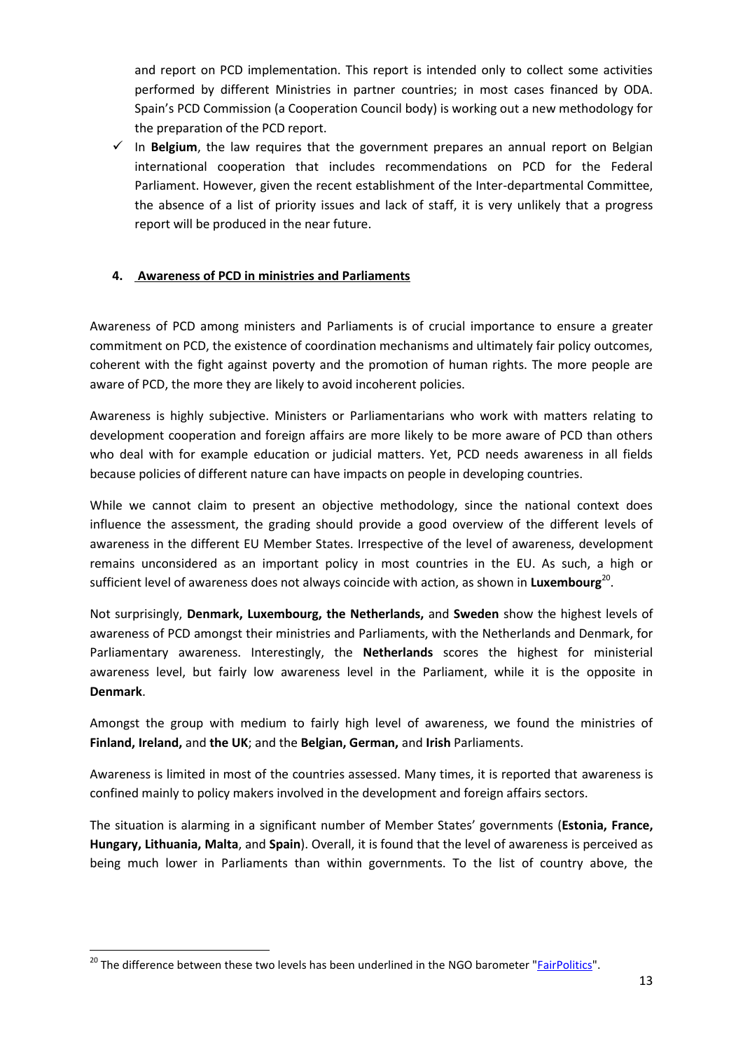and report on PCD implementation. This report is intended only to collect some activities performed by different Ministries in partner countries; in most cases financed by ODA. Spain's PCD Commission (a Cooperation Council body) is working out a new methodology for the preparation of the PCD report.

- ✓ In **Belgium**, the law requires that the government prepares an annual report on Belgian international cooperation that includes recommendations on PCD for the Federal Parliament. However, given the recent establishment of the Inter-departmental Committee, the absence of a list of priority issues and lack of staff, it is very unlikely that a progress report will be produced in the near future.

## 4. Awareness of PCD in ministries and Parliaments

Awareness of PCD among ministers and Parliaments is of crucial importance to ensure a greater commitment on PCD, the existence of coordination mechanisms and ultimately fair policy outcomes, coherent with the fight against poverty and the promotion of human rights. The more people are aware of PCD, the more they are likely to avoid incoherent policies.

Awareness is highly subjective. Ministers or Parliamentarians who work with matters relating to development cooperation and foreign affairs are more likely to be more aware of PCD than others who deal with for example education or judicial matters. Yet, PCD needs awareness in all fields because policies of different nature can have impacts on people in developing countries.

While we cannot claim to present an objective methodology, since the national context does influence the assessment, the grading should provide a good overview of the different levels of awareness in the different EU Member States. Irrespective of the level of awareness, development remains unconsidered as an important policy in most countries in the EU. As such, a high or sufficient level of awareness does not always coincide with action, as shown in **Luxembourg**[20].

Not surprisingly, **Denmark, Luxembourg, the Netherlands,** and **Sweden** show the highest levels of awareness of PCD amongst their ministries and Parliaments, with the Netherlands and Denmark, for Parliamentary awareness. Interestingly, the **Netherlands** scores the highest for ministerial awareness level, but fairly low awareness level in the Parliament, while it is the opposite in **Denmark**.

Amongst the group with medium to fairly high level of awareness, we found the ministries of **Finland, Ireland,** and **the UK**; and the **Belgian, German,** and **Irish** Parliaments.

Awareness is limited in most of the countries assessed. Many times, it is reported that awareness is confined mainly to policy makers involved in the development and foreign affairs sectors.

The situation is alarming in a significant number of Member States' governments (**Estonia, France, Hungary, Lithuania, Malta**, and **Spain**). Overall, it is found that the level of awareness is perceived as being much lower in Parliaments than within governments. To the list of country above, the

[20] The difference between these two levels has been underlined in the NGO barometer "[FairPolitics](FairPolitics)".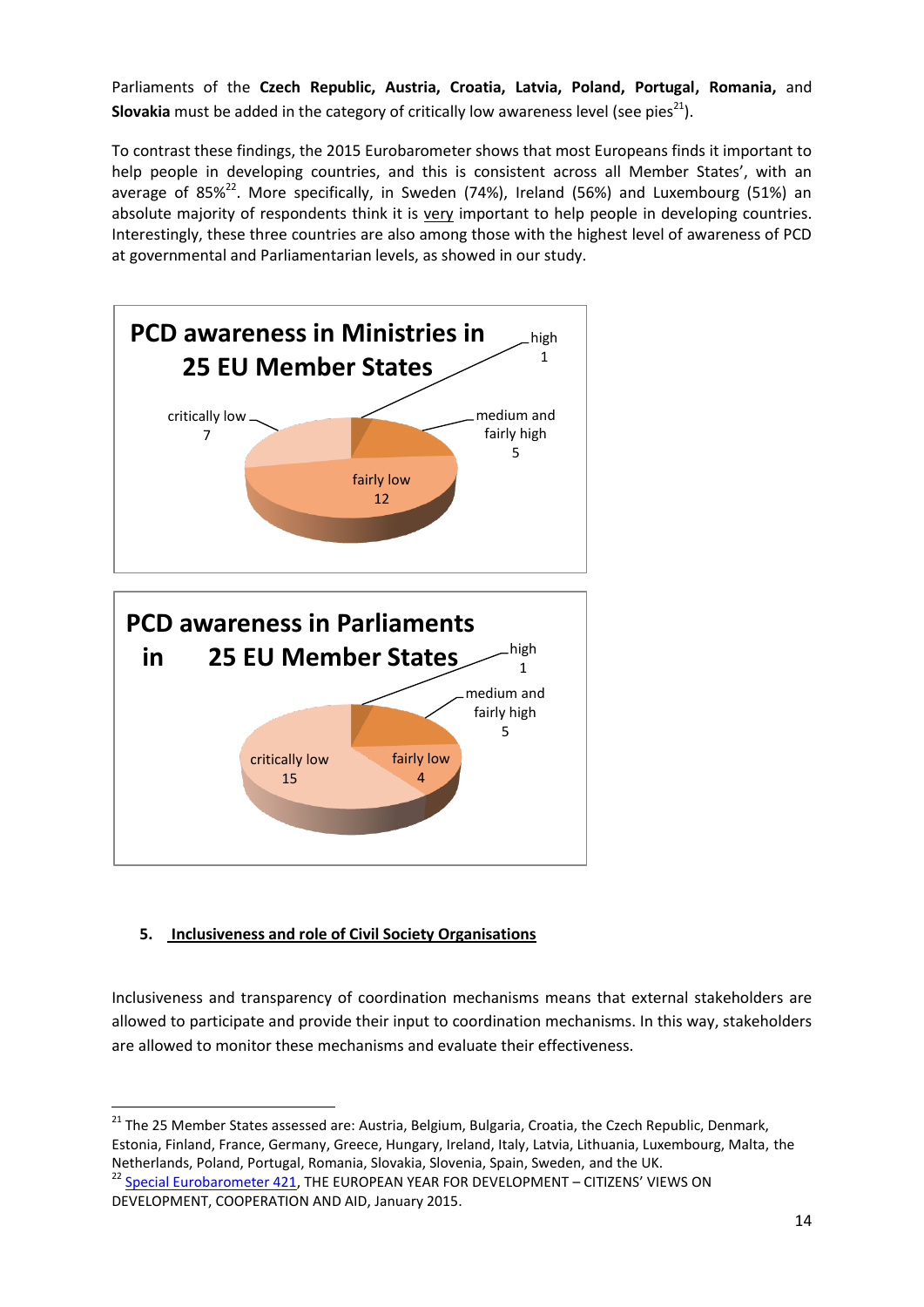Parliaments of the **Czech Republic, Austria, Croatia, Latvia, Poland, Portugal, Romania,** and **Slovakia** must be added in the category of critically low awareness level (see pies[21]).

To contrast these findings, the 2015 Eurobarometer shows that most Europeans finds it important to help people in developing countries, and this is consistent across all Member States', with an average of 85%[22]. More specifically, in Sweden (74%), Ireland (56%) and Luxembourg (51%) an absolute majority of respondents think it is very important to help people in developing countries. Interestingly, these three countries are also among those with the highest level of awareness of PCD at governmental and Parliamentarian levels, as showed in our study.

**PCD awareness in Ministries in 25 EU Member States**

| Category | Number |
|---|---|
| high | 1 |
| medium and fairly high | 5 |
| fairly low | 12 |
| critically low | 7 |

**PCD awareness in Parliaments in 25 EU Member States**

| Category | Number |
|---|---|
| high | 1 |
| medium and fairly high | 5 |
| fairly low | 4 |
| critically low | 15 |

## 5. Inclusiveness and role of Civil Society Organisations

Inclusiveness and transparency of coordination mechanisms means that external stakeholders are allowed to participate and provide their input to coordination mechanisms. In this way, stakeholders are allowed to monitor these mechanisms and evaluate their effectiveness.

---

[21] The 25 Member States assessed are: Austria, Belgium, Bulgaria, Croatia, the Czech Republic, Denmark, Estonia, Finland, France, Germany, Greece, Hungary, Ireland, Italy, Latvia, Lithuania, Luxembourg, Malta, the Netherlands, Poland, Portugal, Romania, Slovakia, Slovenia, Spain, Sweden, and the UK.

[22] Special Eurobarometer 421, THE EUROPEAN YEAR FOR DEVELOPMENT – CITIZENS' VIEWS ON DEVELOPMENT, COOPERATION AND AID, January 2015.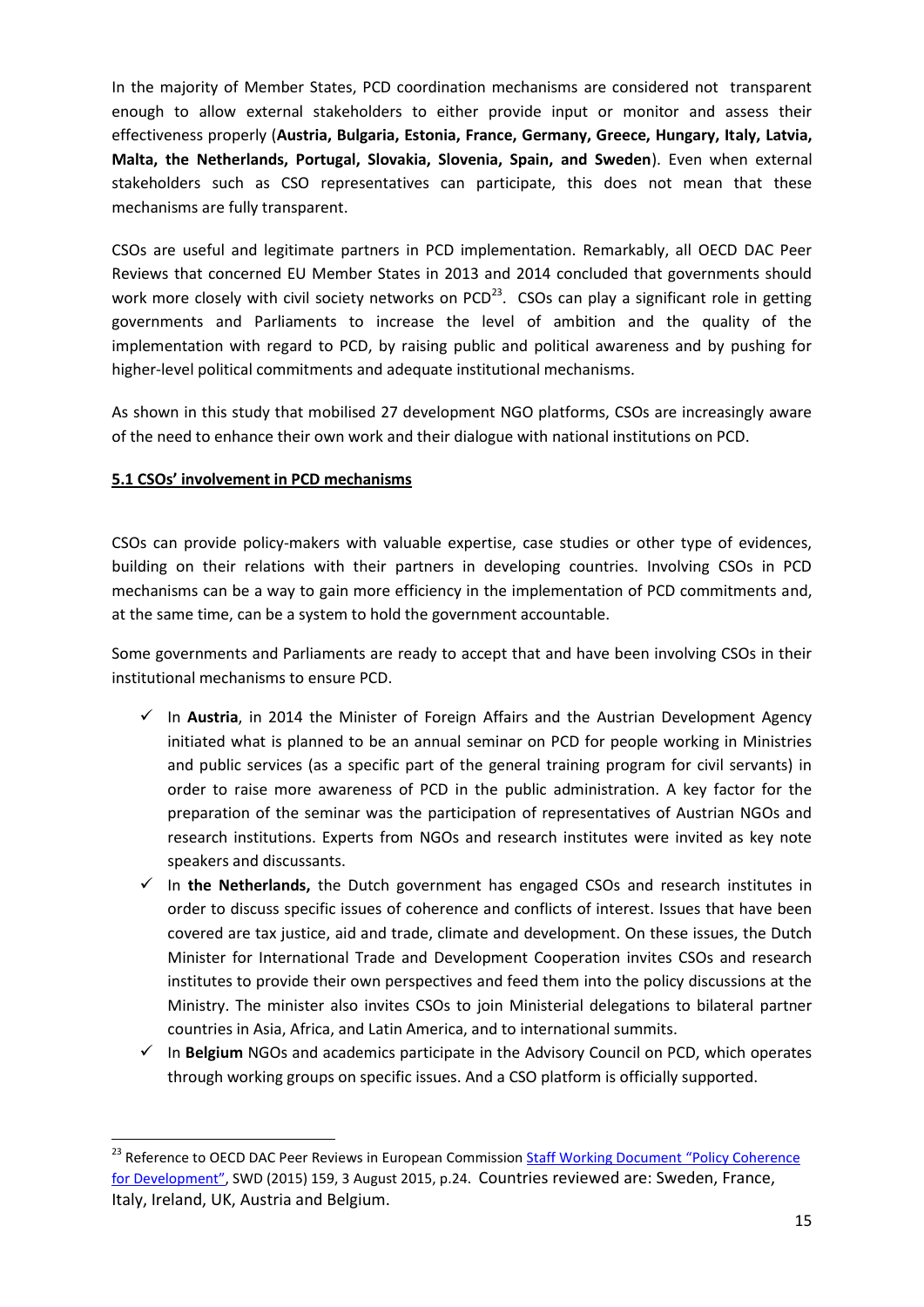In the majority of Member States, PCD coordination mechanisms are considered not transparent enough to allow external stakeholders to either provide input or monitor and assess their effectiveness properly (**Austria, Bulgaria, Estonia, France, Germany, Greece, Hungary, Italy, Latvia, Malta, the Netherlands, Portugal, Slovakia, Slovenia, Spain, and Sweden**). Even when external stakeholders such as CSO representatives can participate, this does not mean that these mechanisms are fully transparent.

CSOs are useful and legitimate partners in PCD implementation. Remarkably, all OECD DAC Peer Reviews that concerned EU Member States in 2013 and 2014 concluded that governments should work more closely with civil society networks on PCD[23]. CSOs can play a significant role in getting governments and Parliaments to increase the level of ambition and the quality of the implementation with regard to PCD, by raising public and political awareness and by pushing for higher-level political commitments and adequate institutional mechanisms.

As shown in this study that mobilised 27 development NGO platforms, CSOs are increasingly aware of the need to enhance their own work and their dialogue with national institutions on PCD.

## 5.1 CSOs' involvement in PCD mechanisms

CSOs can provide policy-makers with valuable expertise, case studies or other type of evidences, building on their relations with their partners in developing countries. Involving CSOs in PCD mechanisms can be a way to gain more efficiency in the implementation of PCD commitments and, at the same time, can be a system to hold the government accountable.

Some governments and Parliaments are ready to accept that and have been involving CSOs in their institutional mechanisms to ensure PCD.

- ✓ In **Austria**, in 2014 the Minister of Foreign Affairs and the Austrian Development Agency initiated what is planned to be an annual seminar on PCD for people working in Ministries and public services (as a specific part of the general training program for civil servants) in order to raise more awareness of PCD in the public administration. A key factor for the preparation of the seminar was the participation of representatives of Austrian NGOs and research institutions. Experts from NGOs and research institutes were invited as key note speakers and discussants.
- ✓ In **the Netherlands,** the Dutch government has engaged CSOs and research institutes in order to discuss specific issues of coherence and conflicts of interest. Issues that have been covered are tax justice, aid and trade, climate and development. On these issues, the Dutch Minister for International Trade and Development Cooperation invites CSOs and research institutes to provide their own perspectives and feed them into the policy discussions at the Ministry. The minister also invites CSOs to join Ministerial delegations to bilateral partner countries in Asia, Africa, and Latin America, and to international summits.
- ✓ In **Belgium** NGOs and academics participate in the Advisory Council on PCD, which operates through working groups on specific issues. And a CSO platform is officially supported.

---

[23] Reference to OECD DAC Peer Reviews in European Commission Staff Working Document "Policy Coherence for Development", SWD (2015) 159, 3 August 2015, p.24. Countries reviewed are: Sweden, France, Italy, Ireland, UK, Austria and Belgium.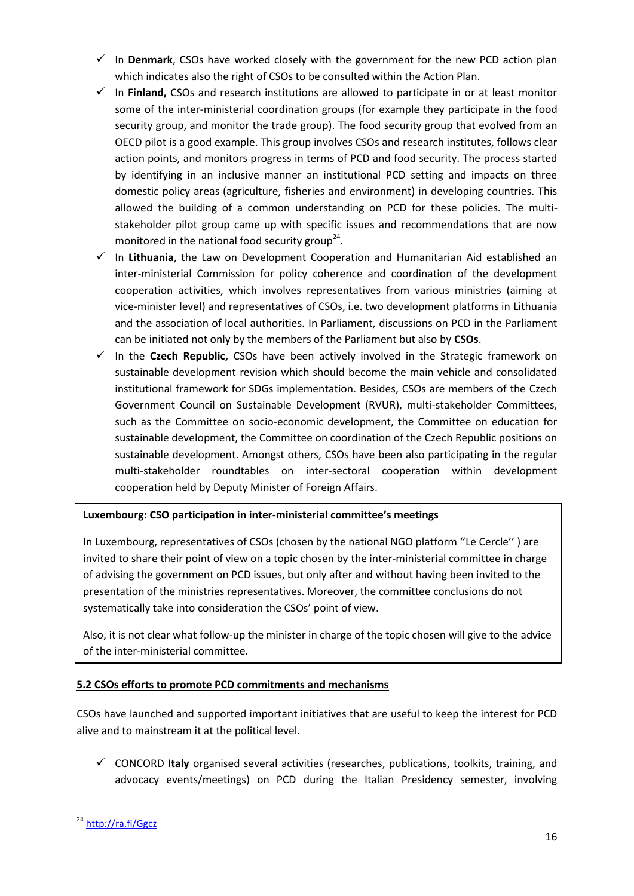- ✓ In **Denmark**, CSOs have worked closely with the government for the new PCD action plan which indicates also the right of CSOs to be consulted within the Action Plan.
- ✓ In **Finland,** CSOs and research institutions are allowed to participate in or at least monitor some of the inter-ministerial coordination groups (for example they participate in the food security group, and monitor the trade group). The food security group that evolved from an OECD pilot is a good example. This group involves CSOs and research institutes, follows clear action points, and monitors progress in terms of PCD and food security. The process started by identifying in an inclusive manner an institutional PCD setting and impacts on three domestic policy areas (agriculture, fisheries and environment) in developing countries. This allowed the building of a common understanding on PCD for these policies. The multi-stakeholder pilot group came up with specific issues and recommendations that are now monitored in the national food security group[24].
- ✓ In **Lithuania**, the Law on Development Cooperation and Humanitarian Aid established an inter-ministerial Commission for policy coherence and coordination of the development cooperation activities, which involves representatives from various ministries (aiming at vice-minister level) and representatives of CSOs, i.e. two development platforms in Lithuania and the association of local authorities. In Parliament, discussions on PCD in the Parliament can be initiated not only by the members of the Parliament but also by **CSOs**.
- ✓ In the **Czech Republic,** CSOs have been actively involved in the Strategic framework on sustainable development revision which should become the main vehicle and consolidated institutional framework for SDGs implementation. Besides, CSOs are members of the Czech Government Council on Sustainable Development (RVUR), multi-stakeholder Committees, such as the Committee on socio-economic development, the Committee on education for sustainable development, the Committee on coordination of the Czech Republic positions on sustainable development. Amongst others, CSOs have been also participating in the regular multi-stakeholder roundtables on inter-sectoral cooperation within development cooperation held by Deputy Minister of Foreign Affairs.

**Luxembourg: CSO participation in inter-ministerial committee's meetings**

In Luxembourg, representatives of CSOs (chosen by the national NGO platform ''Le Cercle'' ) are invited to share their point of view on a topic chosen by the inter-ministerial committee in charge of advising the government on PCD issues, but only after and without having been invited to the presentation of the ministries representatives. Moreover, the committee conclusions do not systematically take into consideration the CSOs' point of view.

Also, it is not clear what follow-up the minister in charge of the topic chosen will give to the advice of the inter-ministerial committee.

### 5.2 CSOs efforts to promote PCD commitments and mechanisms

CSOs have launched and supported important initiatives that are useful to keep the interest for PCD alive and to mainstream it at the political level.

- ✓ CONCORD **Italy** organised several activities (researches, publications, toolkits, training, and advocacy events/meetings) on PCD during the Italian Presidency semester, involving

[24] http://ra.fi/Ggcz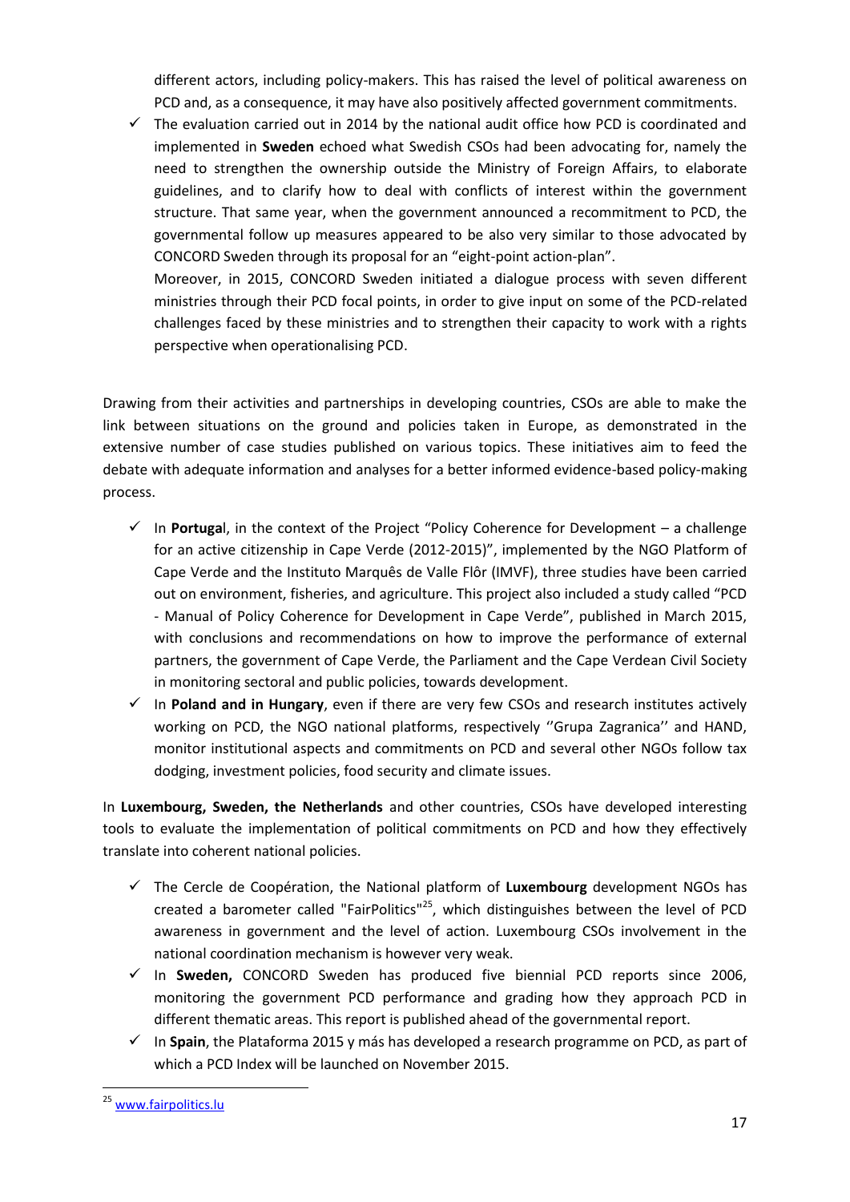different actors, including policy-makers. This has raised the level of political awareness on PCD and, as a consequence, it may have also positively affected government commitments.

- ✓ The evaluation carried out in 2014 by the national audit office how PCD is coordinated and implemented in **Sweden** echoed what Swedish CSOs had been advocating for, namely the need to strengthen the ownership outside the Ministry of Foreign Affairs, to elaborate guidelines, and to clarify how to deal with conflicts of interest within the government structure. That same year, when the government announced a recommitment to PCD, the governmental follow up measures appeared to be also very similar to those advocated by CONCORD Sweden through its proposal for an "eight-point action-plan".

  Moreover, in 2015, CONCORD Sweden initiated a dialogue process with seven different ministries through their PCD focal points, in order to give input on some of the PCD-related challenges faced by these ministries and to strengthen their capacity to work with a rights perspective when operationalising PCD.

Drawing from their activities and partnerships in developing countries, CSOs are able to make the link between situations on the ground and policies taken in Europe, as demonstrated in the extensive number of case studies published on various topics. These initiatives aim to feed the debate with adequate information and analyses for a better informed evidence-based policy-making process.

- ✓ In **Portuga**l, in the context of the Project "Policy Coherence for Development – a challenge for an active citizenship in Cape Verde (2012-2015)", implemented by the NGO Platform of Cape Verde and the Instituto Marquês de Valle Flôr (IMVF), three studies have been carried out on environment, fisheries, and agriculture. This project also included a study called "PCD - Manual of Policy Coherence for Development in Cape Verde", published in March 2015, with conclusions and recommendations on how to improve the performance of external partners, the government of Cape Verde, the Parliament and the Cape Verdean Civil Society in monitoring sectoral and public policies, towards development.
- ✓ In **Poland and in Hungary**, even if there are very few CSOs and research institutes actively working on PCD, the NGO national platforms, respectively ''Grupa Zagranica'' and HAND, monitor institutional aspects and commitments on PCD and several other NGOs follow tax dodging, investment policies, food security and climate issues.

In **Luxembourg, Sweden, the Netherlands** and other countries, CSOs have developed interesting tools to evaluate the implementation of political commitments on PCD and how they effectively translate into coherent national policies.

- ✓ The Cercle de Coopération, the National platform of **Luxembourg** development NGOs has created a barometer called "FairPolitics"[25], which distinguishes between the level of PCD awareness in government and the level of action. Luxembourg CSOs involvement in the national coordination mechanism is however very weak.
- ✓ In **Sweden,** CONCORD Sweden has produced five biennial PCD reports since 2006, monitoring the government PCD performance and grading how they approach PCD in different thematic areas. This report is published ahead of the governmental report.
- ✓ In **Spain**, the Plataforma 2015 y más has developed a research programme on PCD, as part of which a PCD Index will be launched on November 2015.

---

[25] www.fairpolitics.lu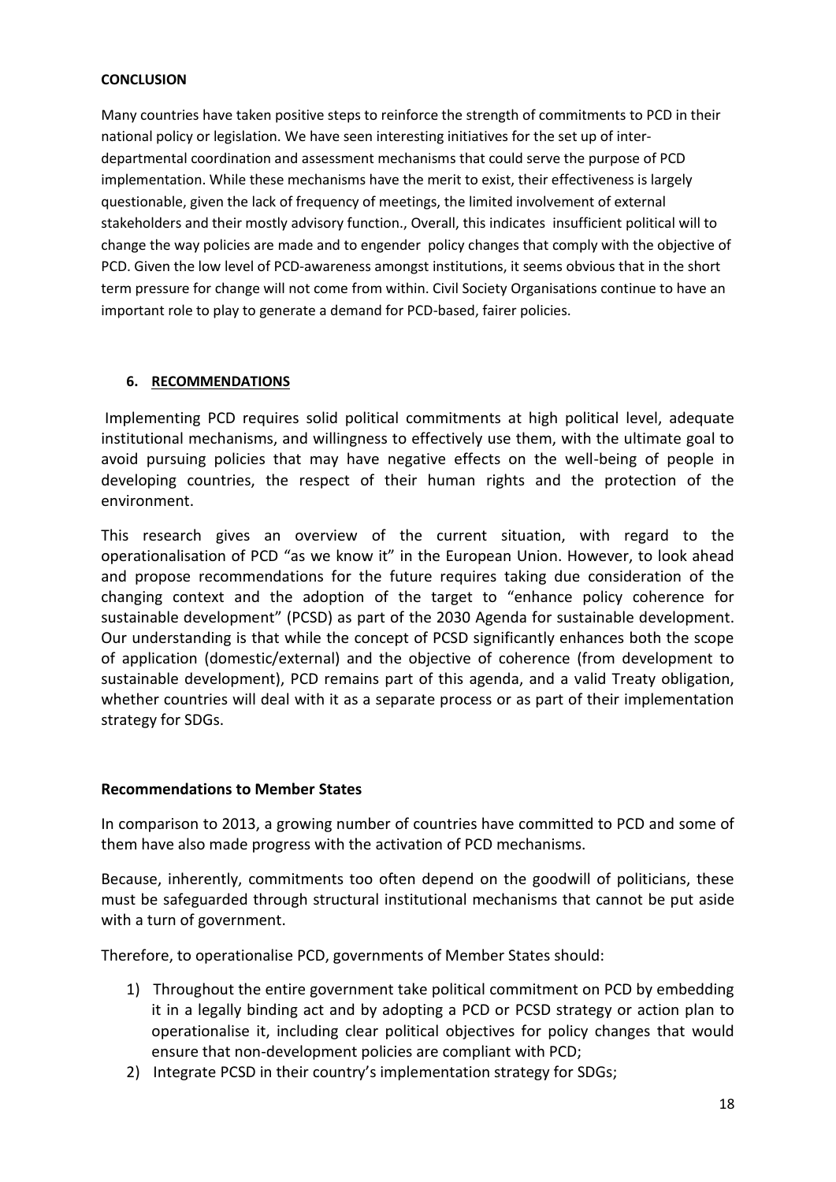**CONCLUSION**

Many countries have taken positive steps to reinforce the strength of commitments to PCD in their national policy or legislation. We have seen interesting initiatives for the set up of inter-departmental coordination and assessment mechanisms that could serve the purpose of PCD implementation. While these mechanisms have the merit to exist, their effectiveness is largely questionable, given the lack of frequency of meetings, the limited involvement of external stakeholders and their mostly advisory function., Overall, this indicates insufficient political will to change the way policies are made and to engender policy changes that comply with the objective of PCD. Given the low level of PCD-awareness amongst institutions, it seems obvious that in the short term pressure for change will not come from within. Civil Society Organisations continue to have an important role to play to generate a demand for PCD-based, fairer policies.

## 6. RECOMMENDATIONS

Implementing PCD requires solid political commitments at high political level, adequate institutional mechanisms, and willingness to effectively use them, with the ultimate goal to avoid pursuing policies that may have negative effects on the well-being of people in developing countries, the respect of their human rights and the protection of the environment.

This research gives an overview of the current situation, with regard to the operationalisation of PCD "as we know it" in the European Union. However, to look ahead and propose recommendations for the future requires taking due consideration of the changing context and the adoption of the target to "enhance policy coherence for sustainable development" (PCSD) as part of the 2030 Agenda for sustainable development. Our understanding is that while the concept of PCSD significantly enhances both the scope of application (domestic/external) and the objective of coherence (from development to sustainable development), PCD remains part of this agenda, and a valid Treaty obligation, whether countries will deal with it as a separate process or as part of their implementation strategy for SDGs.

### Recommendations to Member States

In comparison to 2013, a growing number of countries have committed to PCD and some of them have also made progress with the activation of PCD mechanisms.

Because, inherently, commitments too often depend on the goodwill of politicians, these must be safeguarded through structural institutional mechanisms that cannot be put aside with a turn of government.

Therefore, to operationalise PCD, governments of Member States should:

1) Throughout the entire government take political commitment on PCD by embedding it in a legally binding act and by adopting a PCD or PCSD strategy or action plan to operationalise it, including clear political objectives for policy changes that would ensure that non-development policies are compliant with PCD;
2) Integrate PCSD in their country's implementation strategy for SDGs;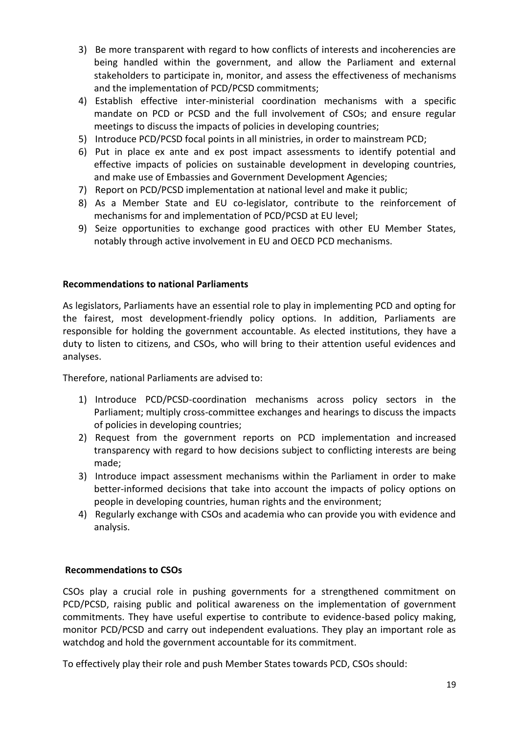3) Be more transparent with regard to how conflicts of interests and incoherencies are being handled within the government, and allow the Parliament and external stakeholders to participate in, monitor, and assess the effectiveness of mechanisms and the implementation of PCD/PCSD commitments;
4) Establish effective inter-ministerial coordination mechanisms with a specific mandate on PCD or PCSD and the full involvement of CSOs; and ensure regular meetings to discuss the impacts of policies in developing countries;
5) Introduce PCD/PCSD focal points in all ministries, in order to mainstream PCD;
6) Put in place ex ante and ex post impact assessments to identify potential and effective impacts of policies on sustainable development in developing countries, and make use of Embassies and Government Development Agencies;
7) Report on PCD/PCSD implementation at national level and make it public;
8) As a Member State and EU co-legislator, contribute to the reinforcement of mechanisms for and implementation of PCD/PCSD at EU level;
9) Seize opportunities to exchange good practices with other EU Member States, notably through active involvement in EU and OECD PCD mechanisms.

**Recommendations to national Parliaments**

As legislators, Parliaments have an essential role to play in implementing PCD and opting for the fairest, most development-friendly policy options. In addition, Parliaments are responsible for holding the government accountable. As elected institutions, they have a duty to listen to citizens, and CSOs, who will bring to their attention useful evidences and analyses.

Therefore, national Parliaments are advised to:

1) Introduce PCD/PCSD-coordination mechanisms across policy sectors in the Parliament; multiply cross-committee exchanges and hearings to discuss the impacts of policies in developing countries;
2) Request from the government reports on PCD implementation and increased transparency with regard to how decisions subject to conflicting interests are being made;
3) Introduce impact assessment mechanisms within the Parliament in order to make better-informed decisions that take into account the impacts of policy options on people in developing countries, human rights and the environment;
4) Regularly exchange with CSOs and academia who can provide you with evidence and analysis.

**Recommendations to CSOs**

CSOs play a crucial role in pushing governments for a strengthened commitment on PCD/PCSD, raising public and political awareness on the implementation of government commitments. They have useful expertise to contribute to evidence-based policy making, monitor PCD/PCSD and carry out independent evaluations. They play an important role as watchdog and hold the government accountable for its commitment.

To effectively play their role and push Member States towards PCD, CSOs should: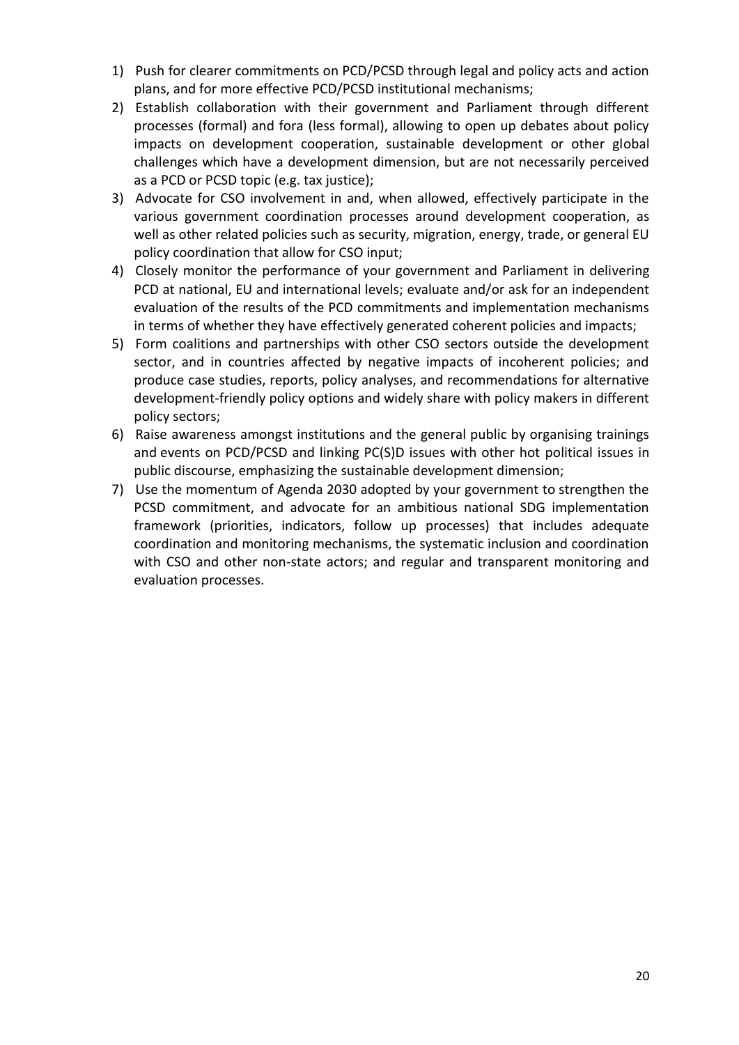1) Push for clearer commitments on PCD/PCSD through legal and policy acts and action plans, and for more effective PCD/PCSD institutional mechanisms;
2) Establish collaboration with their government and Parliament through different processes (formal) and fora (less formal), allowing to open up debates about policy impacts on development cooperation, sustainable development or other global challenges which have a development dimension, but are not necessarily perceived as a PCD or PCSD topic (e.g. tax justice);
3) Advocate for CSO involvement in and, when allowed, effectively participate in the various government coordination processes around development cooperation, as well as other related policies such as security, migration, energy, trade, or general EU policy coordination that allow for CSO input;
4) Closely monitor the performance of your government and Parliament in delivering PCD at national, EU and international levels; evaluate and/or ask for an independent evaluation of the results of the PCD commitments and implementation mechanisms in terms of whether they have effectively generated coherent policies and impacts;
5) Form coalitions and partnerships with other CSO sectors outside the development sector, and in countries affected by negative impacts of incoherent policies; and produce case studies, reports, policy analyses, and recommendations for alternative development-friendly policy options and widely share with policy makers in different policy sectors;
6) Raise awareness amongst institutions and the general public by organising trainings and events on PCD/PCSD and linking PC(S)D issues with other hot political issues in public discourse, emphasizing the sustainable development dimension;
7) Use the momentum of Agenda 2030 adopted by your government to strengthen the PCSD commitment, and advocate for an ambitious national SDG implementation framework (priorities, indicators, follow up processes) that includes adequate coordination and monitoring mechanisms, the systematic inclusion and coordination with CSO and other non-state actors; and regular and transparent monitoring and evaluation processes.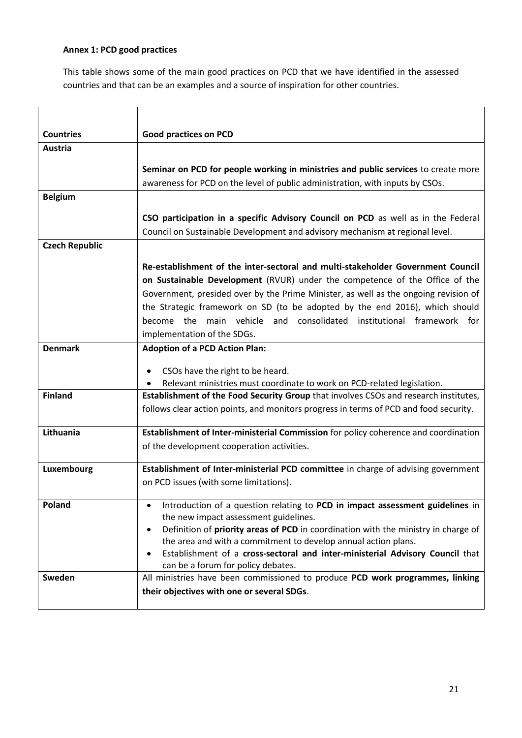**Annex 1: PCD good practices**

This table shows some of the main good practices on PCD that we have identified in the assessed countries and that can be an examples and a source of inspiration for other countries.

| Countries | Good practices on PCD |
|---|---|
| **Austria** | **Seminar on PCD for people working in ministries and public services** to create more awareness for PCD on the level of public administration, with inputs by CSOs. |
| **Belgium** | **CSO participation in a specific Advisory Council on PCD** as well as in the Federal Council on Sustainable Development and advisory mechanism at regional level. |
| **Czech Republic** | **Re-establishment of the inter-sectoral and multi-stakeholder Government Council on Sustainable Development** (RVUR) under the competence of the Office of the Government, presided over by the Prime Minister, as well as the ongoing revision of the Strategic framework on SD (to be adopted by the end 2016), which should become the main vehicle and consolidated institutional framework for implementation of the SDGs. |
| **Denmark** | **Adoption of a PCD Action Plan:**<br>• CSOs have the right to be heard.<br>• Relevant ministries must coordinate to work on PCD-related legislation. |
| **Finland** | **Establishment of the Food Security Group** that involves CSOs and research institutes, follows clear action points, and monitors progress in terms of PCD and food security. |
| **Lithuania** | **Establishment of Inter-ministerial Commission** for policy coherence and coordination of the development cooperation activities. |
| **Luxembourg** | **Establishment of Inter-ministerial PCD committee** in charge of advising government on PCD issues (with some limitations). |
| **Poland** | • Introduction of a question relating to **PCD in impact assessment guidelines** in the new impact assessment guidelines.<br>• Definition of **priority areas of PCD** in coordination with the ministry in charge of the area and with a commitment to develop annual action plans.<br>• Establishment of a **cross-sectoral and inter-ministerial Advisory Council** that can be a forum for policy debates. |
| **Sweden** | All ministries have been commissioned to produce **PCD work programmes, linking their objectives with one or several SDGs**. |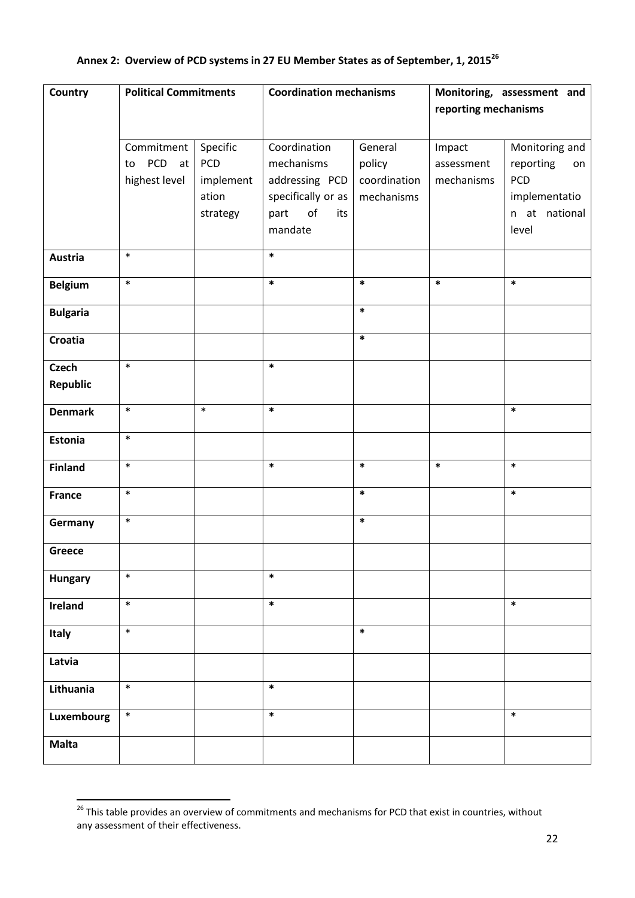## Annex 2: Overview of PCD systems in 27 EU Member States as of September, 1, 2015[26]

| Country | Political Commitments | | Coordination mechanisms | | Monitoring, assessment and reporting mechanisms | |
|---|---|---|---|---|---|---|
| | Commitment to PCD at highest level | Specific PCD implementation strategy | Coordination mechanisms addressing PCD specifically or as part of its mandate | General policy coordination mechanisms | Impact assessment mechanisms | Monitoring and reporting on PCD implementation at national level |
| **Austria** | * | | * | | | |
| **Belgium** | * | | * | * | * | * |
| **Bulgaria** | | | | * | | |
| **Croatia** | | | | * | | |
| **Czech Republic** | * | | * | | | |
| **Denmark** | * | * | * | | | * |
| **Estonia** | * | | | | | |
| **Finland** | * | | * | * | * | * |
| **France** | * | | | * | | * |
| **Germany** | * | | | * | | |
| **Greece** | | | | | | |
| **Hungary** | * | | * | | | |
| **Ireland** | * | | * | | | * |
| **Italy** | * | | | * | | |
| **Latvia** | | | | | | |
| **Lithuania** | * | | * | | | |
| **Luxembourg** | * | | * | | | * |
| **Malta** | | | | | | |

[26] This table provides an overview of commitments and mechanisms for PCD that exist in countries, without any assessment of their effectiveness.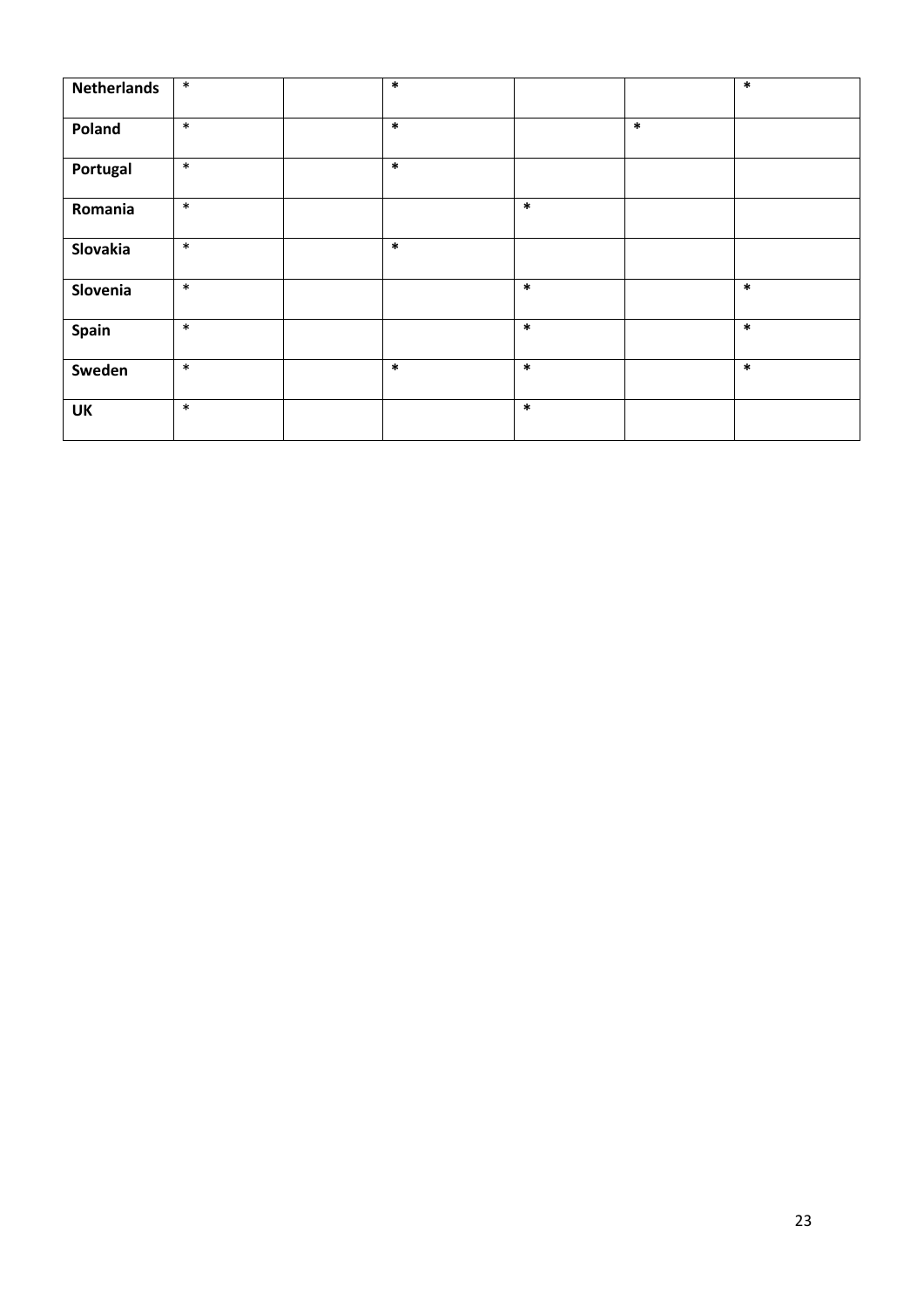| | | | | | | |
|---|---|---|---|---|---|---|
| **Netherlands** | * | | * | | | * |
| **Poland** | * | | * | | * | |
| **Portugal** | * | | * | | | |
| **Romania** | * | | | * | | |
| **Slovakia** | * | | * | | | |
| **Slovenia** | * | | | * | | * |
| **Spain** | * | | | * | | * |
| **Sweden** | * | | * | * | | * |
| **UK** | * | | | * | | |